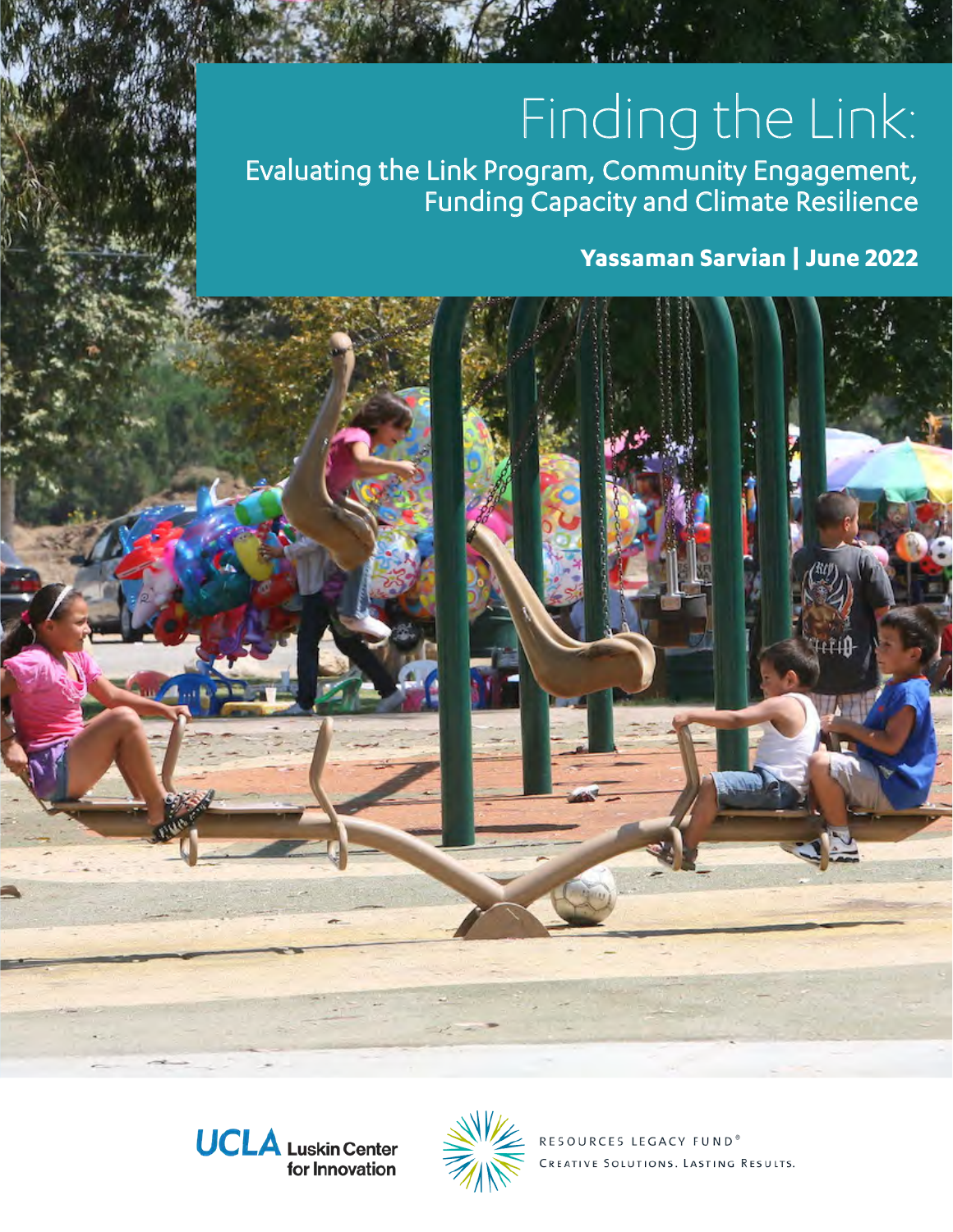# Finding the Link:

## Evaluating the Link Program, Community Engagement, Funding Capacity and Climate Resilience

**Yassaman Sarvian | June 2022**

UCLA Luskin Center for Innovation

RESOURCES LEGACY FUND®
CREATIVE SOLUTIONS. LASTING RESULTS.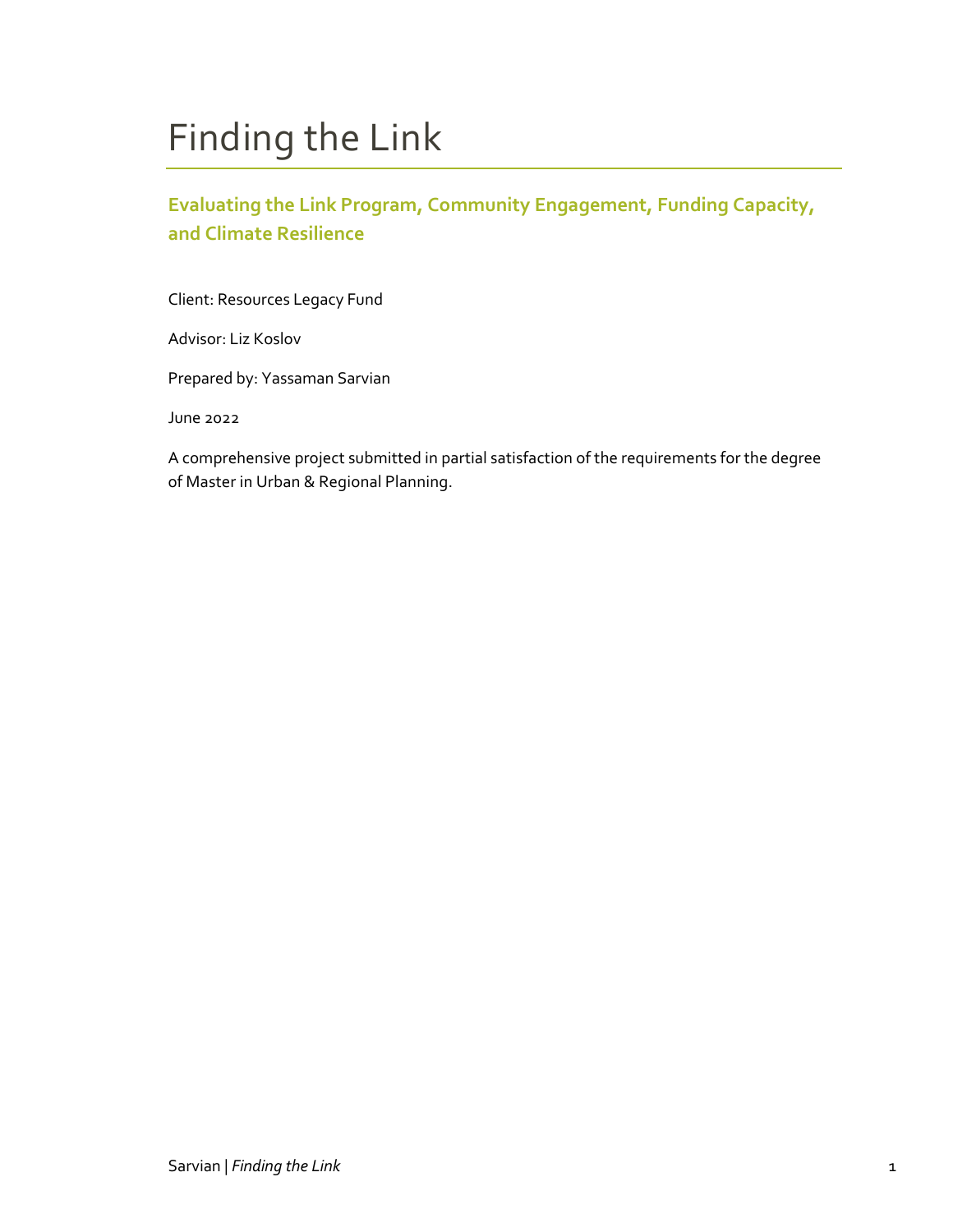# Finding the Link

## Evaluating the Link Program, Community Engagement, Funding Capacity, and Climate Resilience

Client: Resources Legacy Fund

Advisor: Liz Koslov

Prepared by: Yassaman Sarvian

June 2022

A comprehensive project submitted in partial satisfaction of the requirements for the degree of Master in Urban & Regional Planning.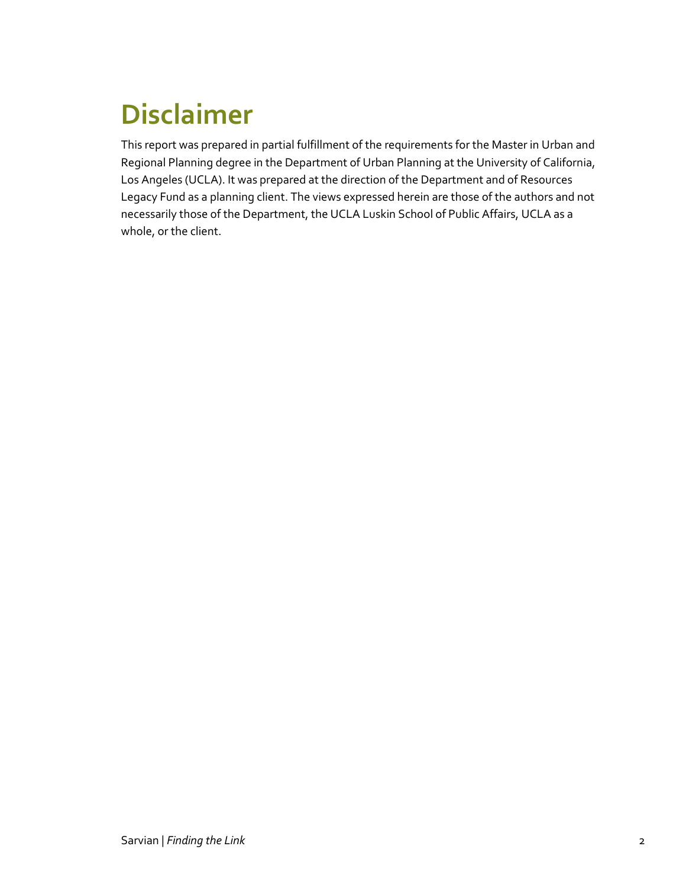# Disclaimer

This report was prepared in partial fulfillment of the requirements for the Master in Urban and Regional Planning degree in the Department of Urban Planning at the University of California, Los Angeles (UCLA). It was prepared at the direction of the Department and of Resources Legacy Fund as a planning client. The views expressed herein are those of the authors and not necessarily those of the Department, the UCLA Luskin School of Public Affairs, UCLA as a whole, or the client.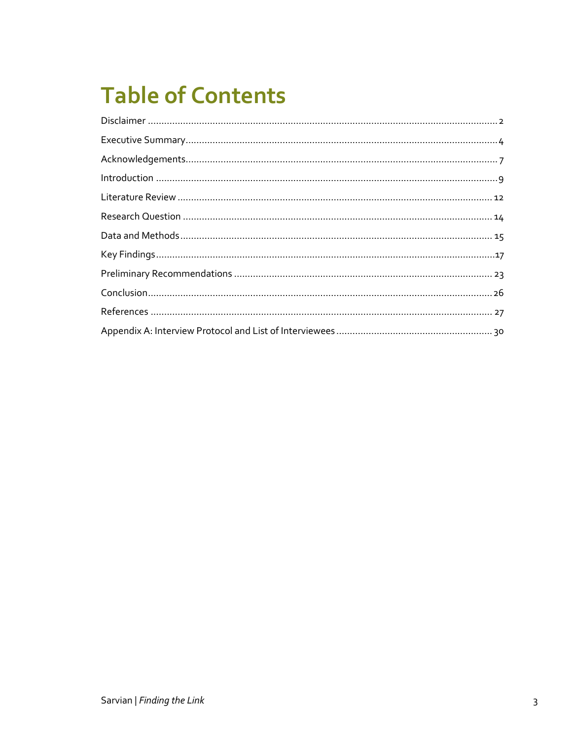# Table of Contents

Disclaimer ........................................................................................................................ 2

Executive Summary.......................................................................................................... 4

Acknowledgements............................................................................................................ 7

Introduction ....................................................................................................................... 9

Literature Review ............................................................................................................. 12

Research Question ........................................................................................................... 14

Data and Methods............................................................................................................ 15

Key Findings..................................................................................................................... 17

Preliminary Recommendations ........................................................................................ 23

Conclusion........................................................................................................................ 26

References ....................................................................................................................... 27

Appendix A: Interview Protocol and List of Interviewees ................................................. 30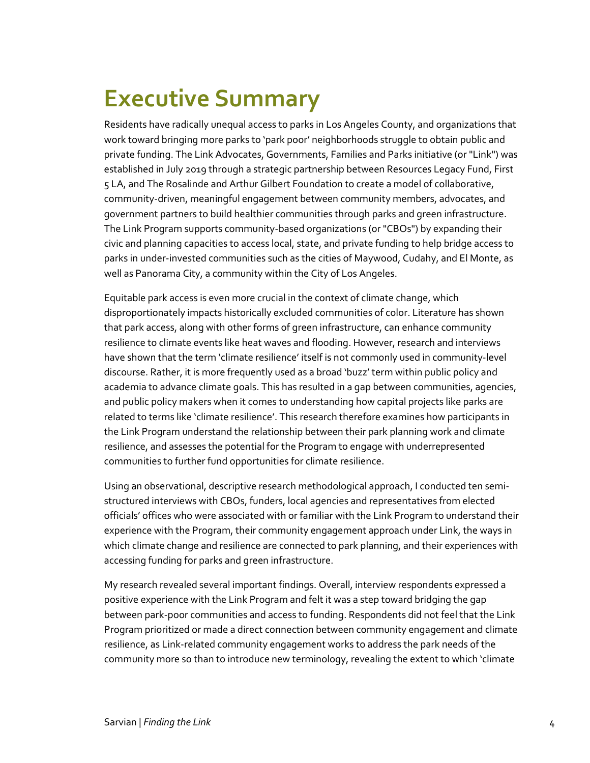# Executive Summary

Residents have radically unequal access to parks in Los Angeles County, and organizations that work toward bringing more parks to 'park poor' neighborhoods struggle to obtain public and private funding. The Link Advocates, Governments, Families and Parks initiative (or "Link") was established in July 2019 through a strategic partnership between Resources Legacy Fund, First 5 LA, and The Rosalinde and Arthur Gilbert Foundation to create a model of collaborative, community-driven, meaningful engagement between community members, advocates, and government partners to build healthier communities through parks and green infrastructure. The Link Program supports community-based organizations (or "CBOs") by expanding their civic and planning capacities to access local, state, and private funding to help bridge access to parks in under-invested communities such as the cities of Maywood, Cudahy, and El Monte, as well as Panorama City, a community within the City of Los Angeles.

Equitable park access is even more crucial in the context of climate change, which disproportionately impacts historically excluded communities of color. Literature has shown that park access, along with other forms of green infrastructure, can enhance community resilience to climate events like heat waves and flooding. However, research and interviews have shown that the term 'climate resilience' itself is not commonly used in community-level discourse. Rather, it is more frequently used as a broad 'buzz' term within public policy and academia to advance climate goals. This has resulted in a gap between communities, agencies, and public policy makers when it comes to understanding how capital projects like parks are related to terms like 'climate resilience'. This research therefore examines how participants in the Link Program understand the relationship between their park planning work and climate resilience, and assesses the potential for the Program to engage with underrepresented communities to further fund opportunities for climate resilience.

Using an observational, descriptive research methodological approach, I conducted ten semi-structured interviews with CBOs, funders, local agencies and representatives from elected officials' offices who were associated with or familiar with the Link Program to understand their experience with the Program, their community engagement approach under Link, the ways in which climate change and resilience are connected to park planning, and their experiences with accessing funding for parks and green infrastructure.

My research revealed several important findings. Overall, interview respondents expressed a positive experience with the Link Program and felt it was a step toward bridging the gap between park-poor communities and access to funding. Respondents did not feel that the Link Program prioritized or made a direct connection between community engagement and climate resilience, as Link-related community engagement works to address the park needs of the community more so than to introduce new terminology, revealing the extent to which 'climate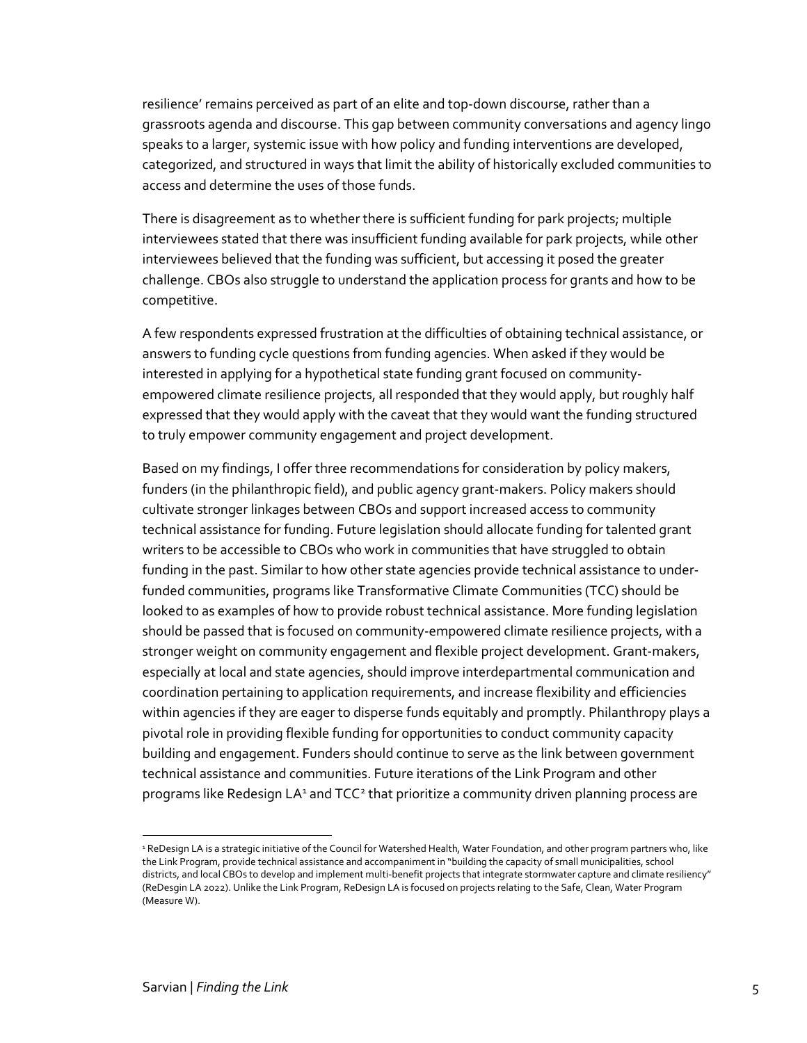resilience' remains perceived as part of an elite and top-down discourse, rather than a grassroots agenda and discourse. This gap between community conversations and agency lingo speaks to a larger, systemic issue with how policy and funding interventions are developed, categorized, and structured in ways that limit the ability of historically excluded communities to access and determine the uses of those funds.

There is disagreement as to whether there is sufficient funding for park projects; multiple interviewees stated that there was insufficient funding available for park projects, while other interviewees believed that the funding was sufficient, but accessing it posed the greater challenge. CBOs also struggle to understand the application process for grants and how to be competitive.

A few respondents expressed frustration at the difficulties of obtaining technical assistance, or answers to funding cycle questions from funding agencies. When asked if they would be interested in applying for a hypothetical state funding grant focused on community-empowered climate resilience projects, all responded that they would apply, but roughly half expressed that they would apply with the caveat that they would want the funding structured to truly empower community engagement and project development.

Based on my findings, I offer three recommendations for consideration by policy makers, funders (in the philanthropic field), and public agency grant-makers. Policy makers should cultivate stronger linkages between CBOs and support increased access to community technical assistance for funding. Future legislation should allocate funding for talented grant writers to be accessible to CBOs who work in communities that have struggled to obtain funding in the past. Similar to how other state agencies provide technical assistance to under-funded communities, programs like Transformative Climate Communities (TCC) should be looked to as examples of how to provide robust technical assistance. More funding legislation should be passed that is focused on community-empowered climate resilience projects, with a stronger weight on community engagement and flexible project development. Grant-makers, especially at local and state agencies, should improve interdepartmental communication and coordination pertaining to application requirements, and increase flexibility and efficiencies within agencies if they are eager to disperse funds equitably and promptly. Philanthropy plays a pivotal role in providing flexible funding for opportunities to conduct community capacity building and engagement. Funders should continue to serve as the link between government technical assistance and communities. Future iterations of the Link Program and other programs like Redesign LA[1] and TCC[2] that prioritize a community driven planning process are

[1] ReDesign LA is a strategic initiative of the Council for Watershed Health, Water Foundation, and other program partners who, like the Link Program, provide technical assistance and accompaniment in "building the capacity of small municipalities, school districts, and local CBOs to develop and implement multi-benefit projects that integrate stormwater capture and climate resiliency" (ReDesgin LA 2022). Unlike the Link Program, ReDesign LA is focused on projects relating to the Safe, Clean, Water Program (Measure W).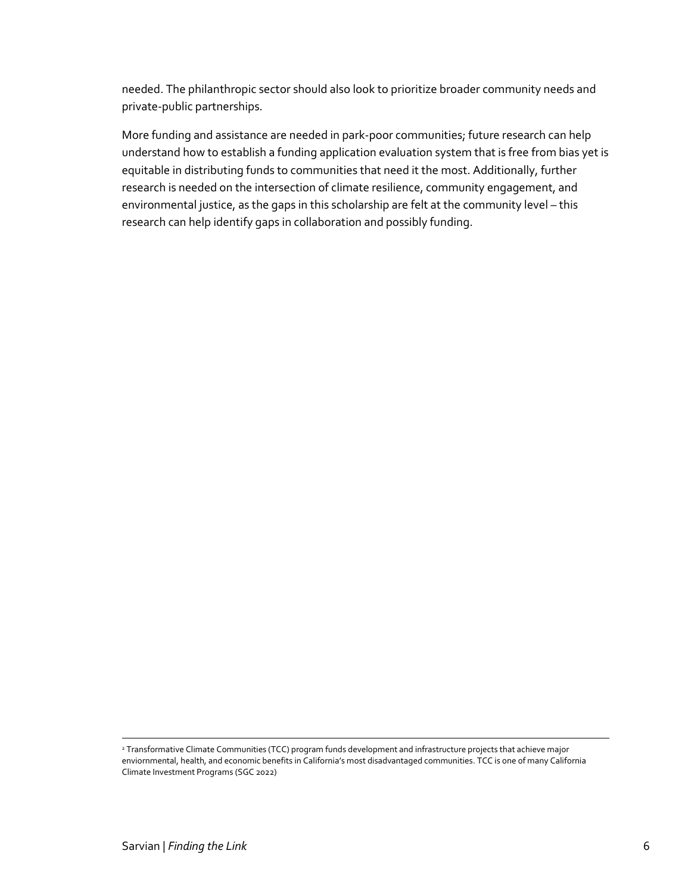needed. The philanthropic sector should also look to prioritize broader community needs and private-public partnerships.

More funding and assistance are needed in park-poor communities; future research can help understand how to establish a funding application evaluation system that is free from bias yet is equitable in distributing funds to communities that need it the most. Additionally, further research is needed on the intersection of climate resilience, community engagement, and environmental justice, as the gaps in this scholarship are felt at the community level – this research can help identify gaps in collaboration and possibly funding.

---

[2] Transformative Climate Communities (TCC) program funds development and infrastructure projects that achieve major enviornmental, health, and economic benefits in California's most disadvantaged communities. TCC is one of many California Climate Investment Programs (SGC 2022)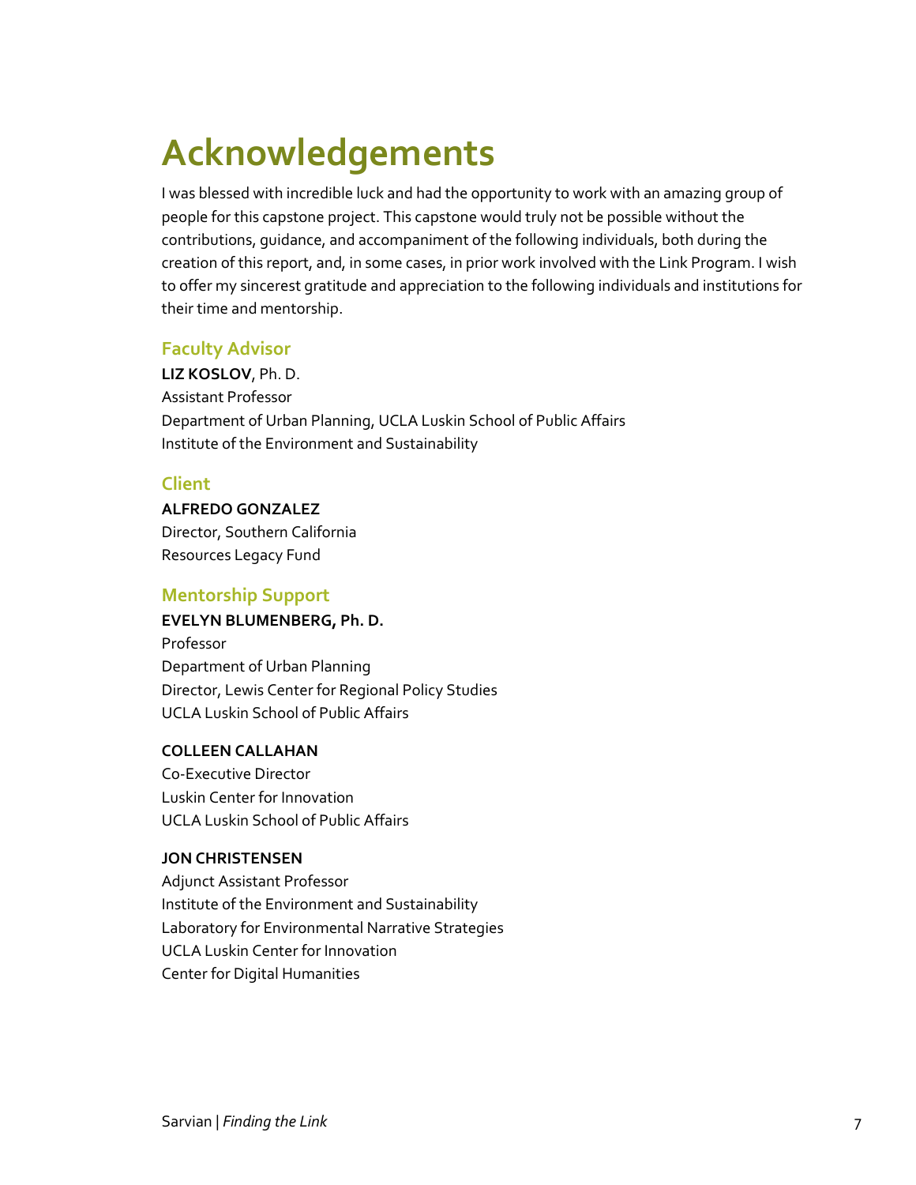# Acknowledgements

I was blessed with incredible luck and had the opportunity to work with an amazing group of people for this capstone project. This capstone would truly not be possible without the contributions, guidance, and accompaniment of the following individuals, both during the creation of this report, and, in some cases, in prior work involved with the Link Program. I wish to offer my sincerest gratitude and appreciation to the following individuals and institutions for their time and mentorship.

## Faculty Advisor

**LIZ KOSLOV**, Ph. D.  
Assistant Professor  
Department of Urban Planning, UCLA Luskin School of Public Affairs  
Institute of the Environment and Sustainability

## Client

**ALFREDO GONZALEZ**  
Director, Southern California  
Resources Legacy Fund

## Mentorship Support

**EVELYN BLUMENBERG, Ph. D.**  
Professor  
Department of Urban Planning  
Director, Lewis Center for Regional Policy Studies  
UCLA Luskin School of Public Affairs

**COLLEEN CALLAHAN**  
Co-Executive Director  
Luskin Center for Innovation  
UCLA Luskin School of Public Affairs

**JON CHRISTENSEN**  
Adjunct Assistant Professor  
Institute of the Environment and Sustainability  
Laboratory for Environmental Narrative Strategies  
UCLA Luskin Center for Innovation  
Center for Digital Humanities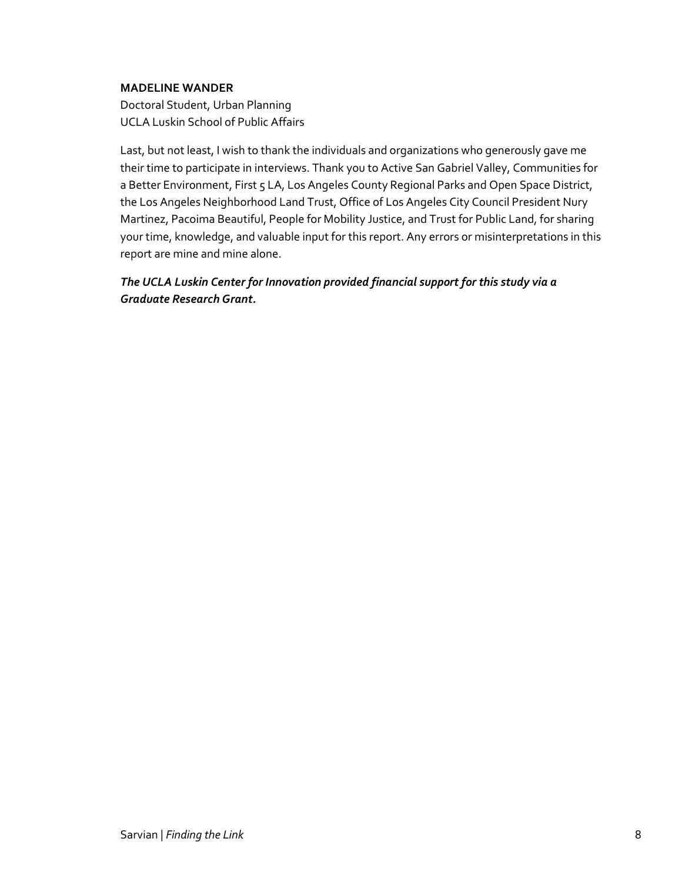**MADELINE WANDER**
Doctoral Student, Urban Planning
UCLA Luskin School of Public Affairs

Last, but not least, I wish to thank the individuals and organizations who generously gave me their time to participate in interviews. Thank you to Active San Gabriel Valley, Communities for a Better Environment, First 5 LA, Los Angeles County Regional Parks and Open Space District, the Los Angeles Neighborhood Land Trust, Office of Los Angeles City Council President Nury Martinez, Pacoima Beautiful, People for Mobility Justice, and Trust for Public Land, for sharing your time, knowledge, and valuable input for this report. Any errors or misinterpretations in this report are mine and mine alone.

***The UCLA Luskin Center for Innovation provided financial support for this study via a Graduate Research Grant.***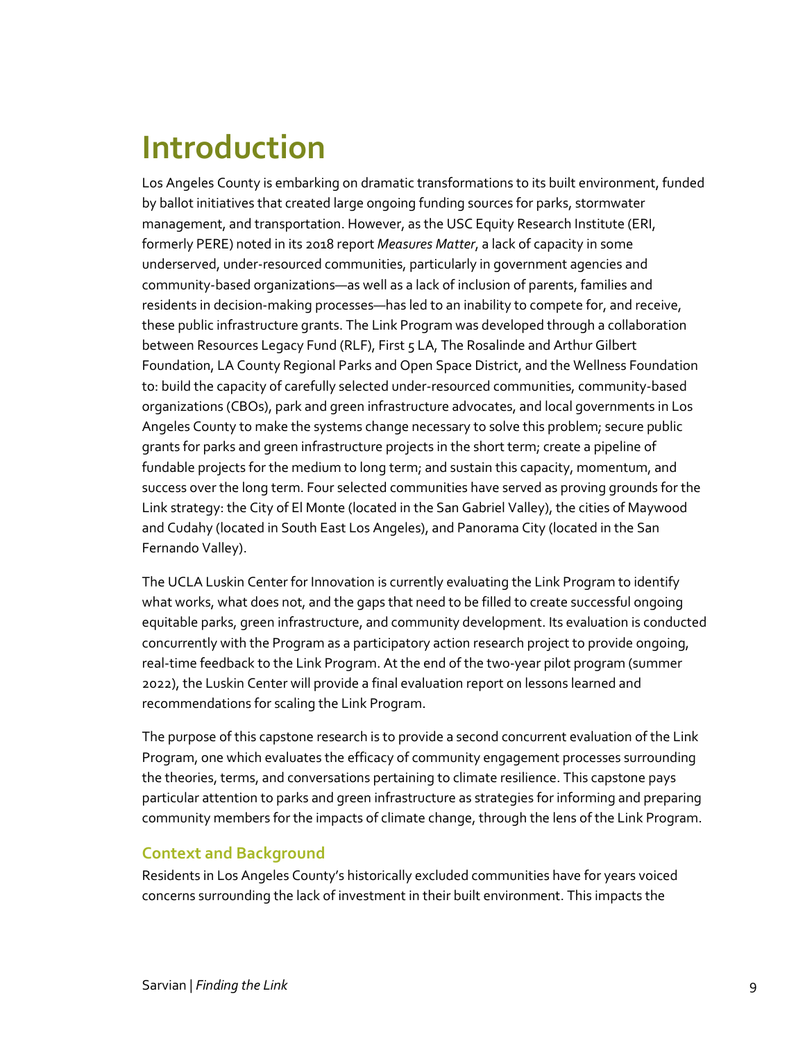# Introduction

Los Angeles County is embarking on dramatic transformations to its built environment, funded by ballot initiatives that created large ongoing funding sources for parks, stormwater management, and transportation. However, as the USC Equity Research Institute (ERI, formerly PERE) noted in its 2018 report *Measures Matter*, a lack of capacity in some underserved, under-resourced communities, particularly in government agencies and community-based organizations—as well as a lack of inclusion of parents, families and residents in decision-making processes—has led to an inability to compete for, and receive, these public infrastructure grants. The Link Program was developed through a collaboration between Resources Legacy Fund (RLF), First 5 LA, The Rosalinde and Arthur Gilbert Foundation, LA County Regional Parks and Open Space District, and the Wellness Foundation to: build the capacity of carefully selected under-resourced communities, community-based organizations (CBOs), park and green infrastructure advocates, and local governments in Los Angeles County to make the systems change necessary to solve this problem; secure public grants for parks and green infrastructure projects in the short term; create a pipeline of fundable projects for the medium to long term; and sustain this capacity, momentum, and success over the long term. Four selected communities have served as proving grounds for the Link strategy: the City of El Monte (located in the San Gabriel Valley), the cities of Maywood and Cudahy (located in South East Los Angeles), and Panorama City (located in the San Fernando Valley).

The UCLA Luskin Center for Innovation is currently evaluating the Link Program to identify what works, what does not, and the gaps that need to be filled to create successful ongoing equitable parks, green infrastructure, and community development. Its evaluation is conducted concurrently with the Program as a participatory action research project to provide ongoing, real-time feedback to the Link Program. At the end of the two-year pilot program (summer 2022), the Luskin Center will provide a final evaluation report on lessons learned and recommendations for scaling the Link Program.

The purpose of this capstone research is to provide a second concurrent evaluation of the Link Program, one which evaluates the efficacy of community engagement processes surrounding the theories, terms, and conversations pertaining to climate resilience. This capstone pays particular attention to parks and green infrastructure as strategies for informing and preparing community members for the impacts of climate change, through the lens of the Link Program.

## Context and Background

Residents in Los Angeles County's historically excluded communities have for years voiced concerns surrounding the lack of investment in their built environment. This impacts the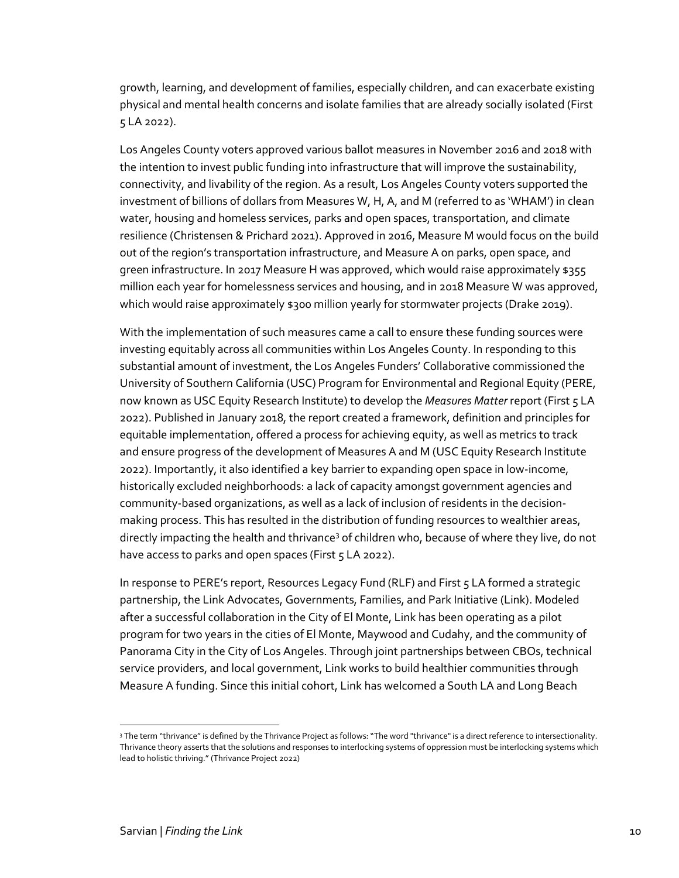growth, learning, and development of families, especially children, and can exacerbate existing physical and mental health concerns and isolate families that are already socially isolated (First 5 LA 2022).

Los Angeles County voters approved various ballot measures in November 2016 and 2018 with the intention to invest public funding into infrastructure that will improve the sustainability, connectivity, and livability of the region. As a result, Los Angeles County voters supported the investment of billions of dollars from Measures W, H, A, and M (referred to as 'WHAM') in clean water, housing and homeless services, parks and open spaces, transportation, and climate resilience (Christensen & Prichard 2021). Approved in 2016, Measure M would focus on the build out of the region's transportation infrastructure, and Measure A on parks, open space, and green infrastructure. In 2017 Measure H was approved, which would raise approximately $355 million each year for homelessness services and housing, and in 2018 Measure W was approved, which would raise approximately $300 million yearly for stormwater projects (Drake 2019).

With the implementation of such measures came a call to ensure these funding sources were investing equitably across all communities within Los Angeles County. In responding to this substantial amount of investment, the Los Angeles Funders' Collaborative commissioned the University of Southern California (USC) Program for Environmental and Regional Equity (PERE, now known as USC Equity Research Institute) to develop the *Measures Matter* report (First 5 LA 2022). Published in January 2018, the report created a framework, definition and principles for equitable implementation, offered a process for achieving equity, as well as metrics to track and ensure progress of the development of Measures A and M (USC Equity Research Institute 2022). Importantly, it also identified a key barrier to expanding open space in low-income, historically excluded neighborhoods: a lack of capacity amongst government agencies and community-based organizations, as well as a lack of inclusion of residents in the decision-making process. This has resulted in the distribution of funding resources to wealthier areas, directly impacting the health and thrivance[3] of children who, because of where they live, do not have access to parks and open spaces (First 5 LA 2022).

In response to PERE's report, Resources Legacy Fund (RLF) and First 5 LA formed a strategic partnership, the Link Advocates, Governments, Families, and Park Initiative (Link). Modeled after a successful collaboration in the City of El Monte, Link has been operating as a pilot program for two years in the cities of El Monte, Maywood and Cudahy, and the community of Panorama City in the City of Los Angeles. Through joint partnerships between CBOs, technical service providers, and local government, Link works to build healthier communities through Measure A funding. Since this initial cohort, Link has welcomed a South LA and Long Beach

[3] The term "thrivance" is defined by the Thrivance Project as follows: "The word "thrivance" is a direct reference to intersectionality. Thrivance theory asserts that the solutions and responses to interlocking systems of oppression must be interlocking systems which lead to holistic thriving." (Thrivance Project 2022)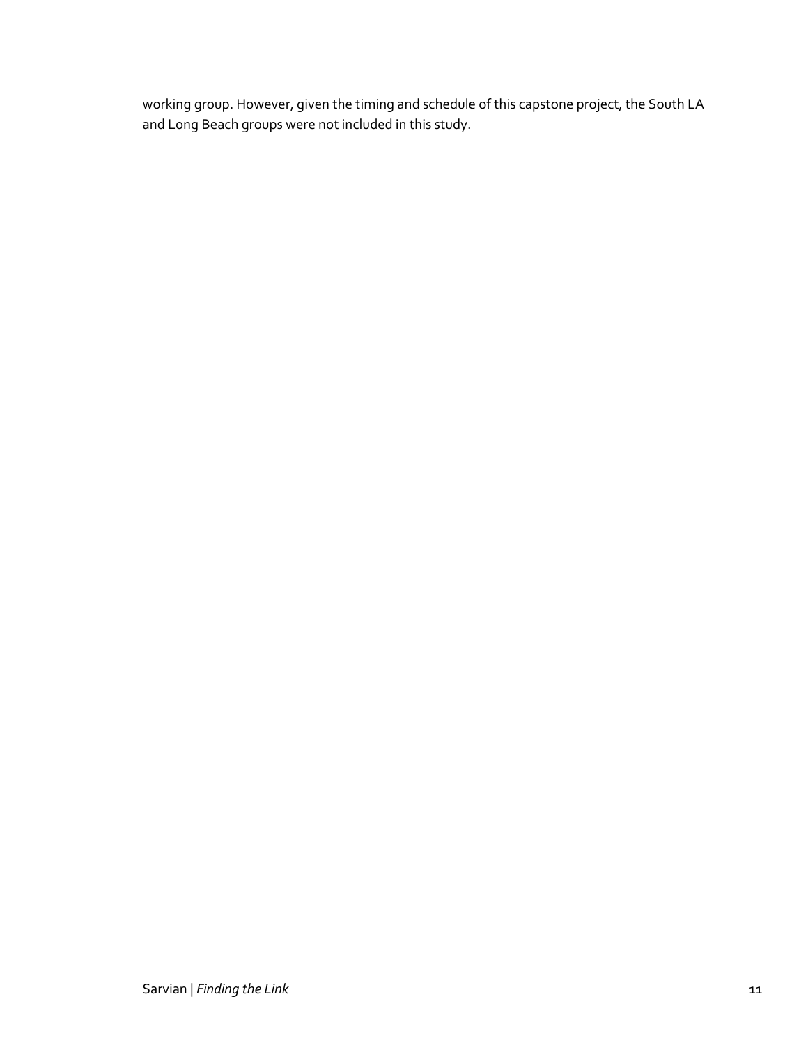working group. However, given the timing and schedule of this capstone project, the South LA and Long Beach groups were not included in this study.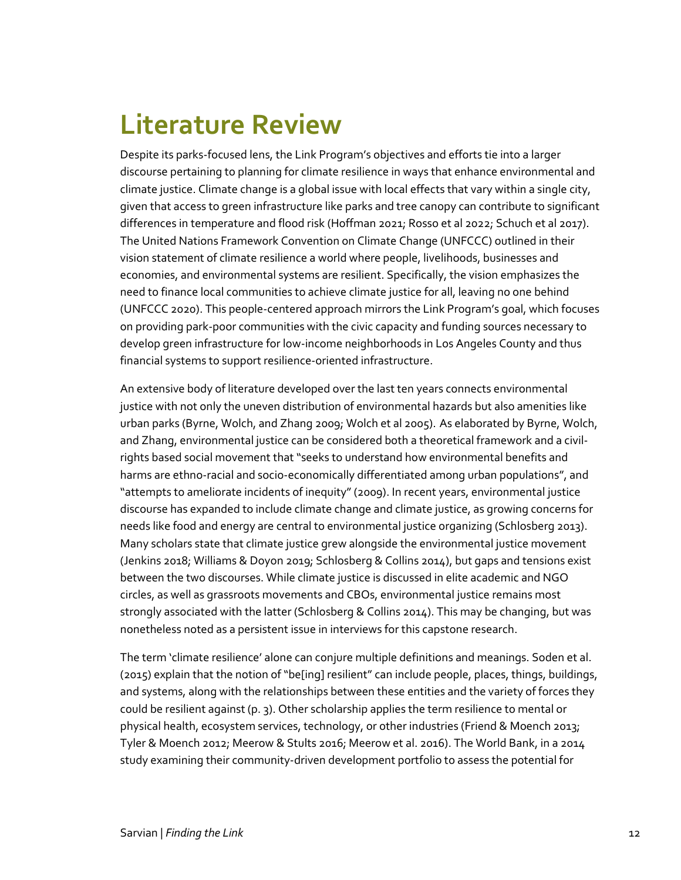# Literature Review

Despite its parks-focused lens, the Link Program's objectives and efforts tie into a larger discourse pertaining to planning for climate resilience in ways that enhance environmental and climate justice. Climate change is a global issue with local effects that vary within a single city, given that access to green infrastructure like parks and tree canopy can contribute to significant differences in temperature and flood risk (Hoffman 2021; Rosso et al 2022; Schuch et al 2017). The United Nations Framework Convention on Climate Change (UNFCCC) outlined in their vision statement of climate resilience a world where people, livelihoods, businesses and economies, and environmental systems are resilient. Specifically, the vision emphasizes the need to finance local communities to achieve climate justice for all, leaving no one behind (UNFCCC 2020). This people-centered approach mirrors the Link Program's goal, which focuses on providing park-poor communities with the civic capacity and funding sources necessary to develop green infrastructure for low-income neighborhoods in Los Angeles County and thus financial systems to support resilience-oriented infrastructure.

An extensive body of literature developed over the last ten years connects environmental justice with not only the uneven distribution of environmental hazards but also amenities like urban parks (Byrne, Wolch, and Zhang 2009; Wolch et al 2005). As elaborated by Byrne, Wolch, and Zhang, environmental justice can be considered both a theoretical framework and a civil-rights based social movement that "seeks to understand how environmental benefits and harms are ethno-racial and socio-economically differentiated among urban populations", and "attempts to ameliorate incidents of inequity" (2009). In recent years, environmental justice discourse has expanded to include climate change and climate justice, as growing concerns for needs like food and energy are central to environmental justice organizing (Schlosberg 2013). Many scholars state that climate justice grew alongside the environmental justice movement (Jenkins 2018; Williams & Doyon 2019; Schlosberg & Collins 2014), but gaps and tensions exist between the two discourses. While climate justice is discussed in elite academic and NGO circles, as well as grassroots movements and CBOs, environmental justice remains most strongly associated with the latter (Schlosberg & Collins 2014). This may be changing, but was nonetheless noted as a persistent issue in interviews for this capstone research.

The term 'climate resilience' alone can conjure multiple definitions and meanings. Soden et al. (2015) explain that the notion of "be[ing] resilient" can include people, places, things, buildings, and systems, along with the relationships between these entities and the variety of forces they could be resilient against (p. 3). Other scholarship applies the term resilience to mental or physical health, ecosystem services, technology, or other industries (Friend & Moench 2013; Tyler & Moench 2012; Meerow & Stults 2016; Meerow et al. 2016). The World Bank, in a 2014 study examining their community-driven development portfolio to assess the potential for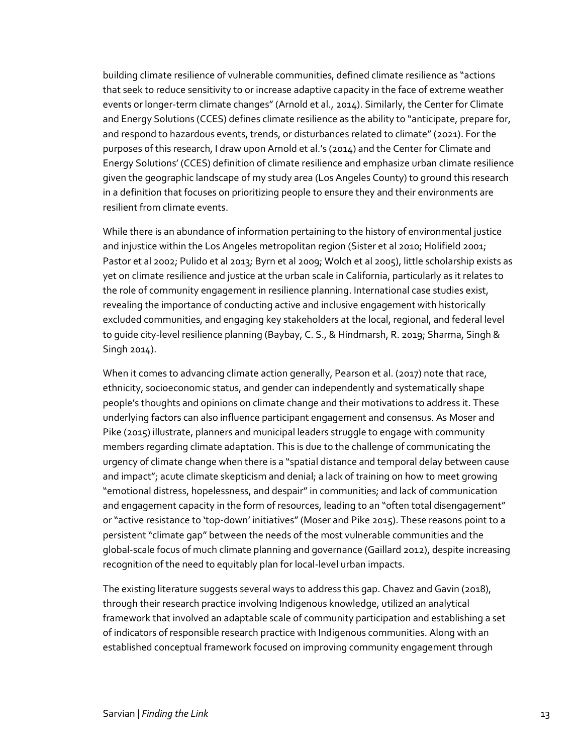building climate resilience of vulnerable communities, defined climate resilience as "actions that seek to reduce sensitivity to or increase adaptive capacity in the face of extreme weather events or longer-term climate changes" (Arnold et al., 2014). Similarly, the Center for Climate and Energy Solutions (CCES) defines climate resilience as the ability to "anticipate, prepare for, and respond to hazardous events, trends, or disturbances related to climate" (2021). For the purposes of this research, I draw upon Arnold et al.'s (2014) and the Center for Climate and Energy Solutions' (CCES) definition of climate resilience and emphasize urban climate resilience given the geographic landscape of my study area (Los Angeles County) to ground this research in a definition that focuses on prioritizing people to ensure they and their environments are resilient from climate events.

While there is an abundance of information pertaining to the history of environmental justice and injustice within the Los Angeles metropolitan region (Sister et al 2010; Holifield 2001; Pastor et al 2002; Pulido et al 2013; Byrn et al 2009; Wolch et al 2005), little scholarship exists as yet on climate resilience and justice at the urban scale in California, particularly as it relates to the role of community engagement in resilience planning. International case studies exist, revealing the importance of conducting active and inclusive engagement with historically excluded communities, and engaging key stakeholders at the local, regional, and federal level to guide city-level resilience planning (Baybay, C. S., & Hindmarsh, R. 2019; Sharma, Singh & Singh 2014).

When it comes to advancing climate action generally, Pearson et al. (2017) note that race, ethnicity, socioeconomic status, and gender can independently and systematically shape people's thoughts and opinions on climate change and their motivations to address it. These underlying factors can also influence participant engagement and consensus. As Moser and Pike (2015) illustrate, planners and municipal leaders struggle to engage with community members regarding climate adaptation. This is due to the challenge of communicating the urgency of climate change when there is a "spatial distance and temporal delay between cause and impact"; acute climate skepticism and denial; a lack of training on how to meet growing "emotional distress, hopelessness, and despair" in communities; and lack of communication and engagement capacity in the form of resources, leading to an "often total disengagement" or "active resistance to 'top-down' initiatives" (Moser and Pike 2015). These reasons point to a persistent "climate gap" between the needs of the most vulnerable communities and the global-scale focus of much climate planning and governance (Gaillard 2012), despite increasing recognition of the need to equitably plan for local-level urban impacts.

The existing literature suggests several ways to address this gap. Chavez and Gavin (2018), through their research practice involving Indigenous knowledge, utilized an analytical framework that involved an adaptable scale of community participation and establishing a set of indicators of responsible research practice with Indigenous communities. Along with an established conceptual framework focused on improving community engagement through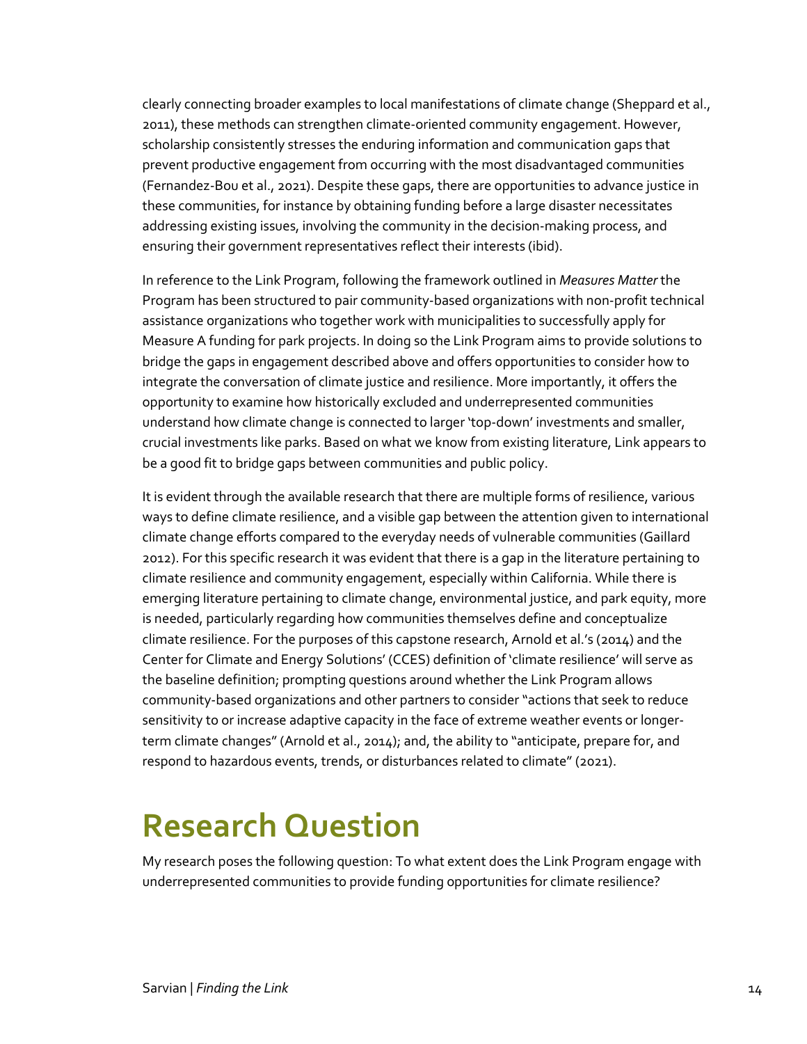clearly connecting broader examples to local manifestations of climate change (Sheppard et al., 2011), these methods can strengthen climate-oriented community engagement. However, scholarship consistently stresses the enduring information and communication gaps that prevent productive engagement from occurring with the most disadvantaged communities (Fernandez-Bou et al., 2021). Despite these gaps, there are opportunities to advance justice in these communities, for instance by obtaining funding before a large disaster necessitates addressing existing issues, involving the community in the decision-making process, and ensuring their government representatives reflect their interests (ibid).

In reference to the Link Program, following the framework outlined in *Measures Matter* the Program has been structured to pair community-based organizations with non-profit technical assistance organizations who together work with municipalities to successfully apply for Measure A funding for park projects. In doing so the Link Program aims to provide solutions to bridge the gaps in engagement described above and offers opportunities to consider how to integrate the conversation of climate justice and resilience. More importantly, it offers the opportunity to examine how historically excluded and underrepresented communities understand how climate change is connected to larger 'top-down' investments and smaller, crucial investments like parks. Based on what we know from existing literature, Link appears to be a good fit to bridge gaps between communities and public policy.

It is evident through the available research that there are multiple forms of resilience, various ways to define climate resilience, and a visible gap between the attention given to international climate change efforts compared to the everyday needs of vulnerable communities (Gaillard 2012). For this specific research it was evident that there is a gap in the literature pertaining to climate resilience and community engagement, especially within California. While there is emerging literature pertaining to climate change, environmental justice, and park equity, more is needed, particularly regarding how communities themselves define and conceptualize climate resilience. For the purposes of this capstone research, Arnold et al.'s (2014) and the Center for Climate and Energy Solutions' (CCES) definition of 'climate resilience' will serve as the baseline definition; prompting questions around whether the Link Program allows community-based organizations and other partners to consider "actions that seek to reduce sensitivity to or increase adaptive capacity in the face of extreme weather events or longer-term climate changes" (Arnold et al., 2014); and, the ability to "anticipate, prepare for, and respond to hazardous events, trends, or disturbances related to climate" (2021).

# Research Question

My research poses the following question: To what extent does the Link Program engage with underrepresented communities to provide funding opportunities for climate resilience?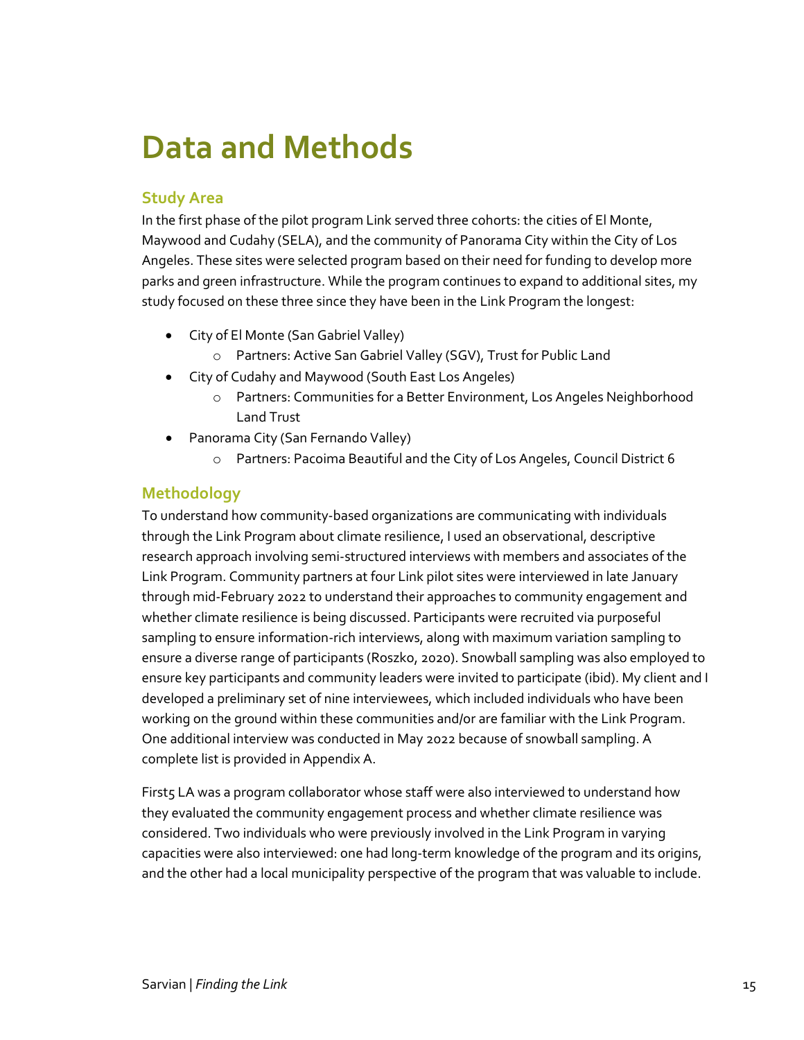# Data and Methods

## Study Area

In the first phase of the pilot program Link served three cohorts: the cities of El Monte, Maywood and Cudahy (SELA), and the community of Panorama City within the City of Los Angeles. These sites were selected program based on their need for funding to develop more parks and green infrastructure. While the program continues to expand to additional sites, my study focused on these three since they have been in the Link Program the longest:

- City of El Monte (San Gabriel Valley)
  - Partners: Active San Gabriel Valley (SGV), Trust for Public Land
- City of Cudahy and Maywood (South East Los Angeles)
  - Partners: Communities for a Better Environment, Los Angeles Neighborhood Land Trust
- Panorama City (San Fernando Valley)
  - Partners: Pacoima Beautiful and the City of Los Angeles, Council District 6

## Methodology

To understand how community-based organizations are communicating with individuals through the Link Program about climate resilience, I used an observational, descriptive research approach involving semi-structured interviews with members and associates of the Link Program. Community partners at four Link pilot sites were interviewed in late January through mid-February 2022 to understand their approaches to community engagement and whether climate resilience is being discussed. Participants were recruited via purposeful sampling to ensure information-rich interviews, along with maximum variation sampling to ensure a diverse range of participants (Roszko, 2020). Snowball sampling was also employed to ensure key participants and community leaders were invited to participate (ibid). My client and I developed a preliminary set of nine interviewees, which included individuals who have been working on the ground within these communities and/or are familiar with the Link Program. One additional interview was conducted in May 2022 because of snowball sampling. A complete list is provided in Appendix A.

First5 LA was a program collaborator whose staff were also interviewed to understand how they evaluated the community engagement process and whether climate resilience was considered. Two individuals who were previously involved in the Link Program in varying capacities were also interviewed: one had long-term knowledge of the program and its origins, and the other had a local municipality perspective of the program that was valuable to include.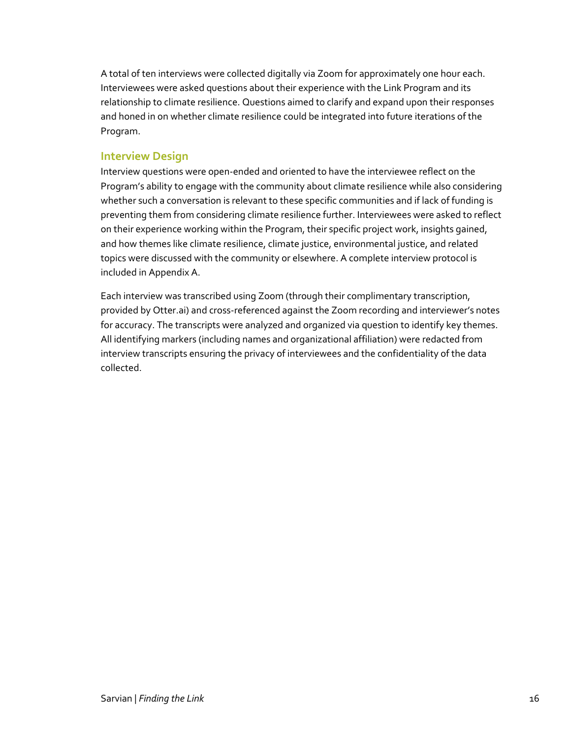A total of ten interviews were collected digitally via Zoom for approximately one hour each. Interviewees were asked questions about their experience with the Link Program and its relationship to climate resilience. Questions aimed to clarify and expand upon their responses and honed in on whether climate resilience could be integrated into future iterations of the Program.

### Interview Design

Interview questions were open-ended and oriented to have the interviewee reflect on the Program's ability to engage with the community about climate resilience while also considering whether such a conversation is relevant to these specific communities and if lack of funding is preventing them from considering climate resilience further. Interviewees were asked to reflect on their experience working within the Program, their specific project work, insights gained, and how themes like climate resilience, climate justice, environmental justice, and related topics were discussed with the community or elsewhere. A complete interview protocol is included in Appendix A.

Each interview was transcribed using Zoom (through their complimentary transcription, provided by Otter.ai) and cross-referenced against the Zoom recording and interviewer's notes for accuracy. The transcripts were analyzed and organized via question to identify key themes. All identifying markers (including names and organizational affiliation) were redacted from interview transcripts ensuring the privacy of interviewees and the confidentiality of the data collected.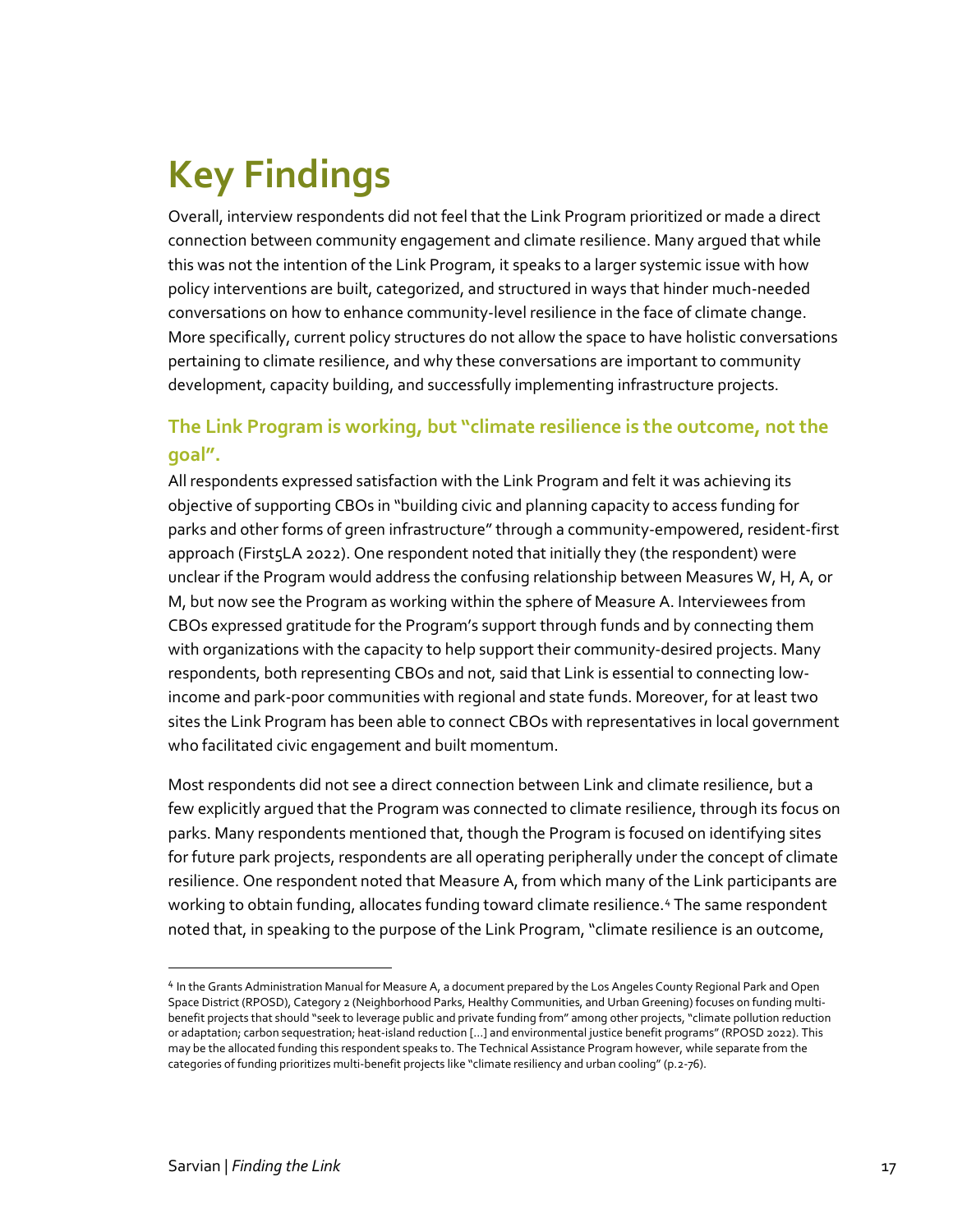# Key Findings

Overall, interview respondents did not feel that the Link Program prioritized or made a direct connection between community engagement and climate resilience. Many argued that while this was not the intention of the Link Program, it speaks to a larger systemic issue with how policy interventions are built, categorized, and structured in ways that hinder much-needed conversations on how to enhance community-level resilience in the face of climate change. More specifically, current policy structures do not allow the space to have holistic conversations pertaining to climate resilience, and why these conversations are important to community development, capacity building, and successfully implementing infrastructure projects.

### The Link Program is working, but "climate resilience is the outcome, not the goal".

All respondents expressed satisfaction with the Link Program and felt it was achieving its objective of supporting CBOs in "building civic and planning capacity to access funding for parks and other forms of green infrastructure" through a community-empowered, resident-first approach (First5LA 2022). One respondent noted that initially they (the respondent) were unclear if the Program would address the confusing relationship between Measures W, H, A, or M, but now see the Program as working within the sphere of Measure A. Interviewees from CBOs expressed gratitude for the Program's support through funds and by connecting them with organizations with the capacity to help support their community-desired projects. Many respondents, both representing CBOs and not, said that Link is essential to connecting low-income and park-poor communities with regional and state funds. Moreover, for at least two sites the Link Program has been able to connect CBOs with representatives in local government who facilitated civic engagement and built momentum.

Most respondents did not see a direct connection between Link and climate resilience, but a few explicitly argued that the Program was connected to climate resilience, through its focus on parks. Many respondents mentioned that, though the Program is focused on identifying sites for future park projects, respondents are all operating peripherally under the concept of climate resilience. One respondent noted that Measure A, from which many of the Link participants are working to obtain funding, allocates funding toward climate resilience.[4] The same respondent noted that, in speaking to the purpose of the Link Program, "climate resilience is an outcome,

[4] In the Grants Administration Manual for Measure A, a document prepared by the Los Angeles County Regional Park and Open Space District (RPOSD), Category 2 (Neighborhood Parks, Healthy Communities, and Urban Greening) focuses on funding multi-benefit projects that should "seek to leverage public and private funding from" among other projects, "climate pollution reduction or adaptation; carbon sequestration; heat-island reduction [...] and environmental justice benefit programs" (RPOSD 2022). This may be the allocated funding this respondent speaks to. The Technical Assistance Program however, while separate from the categories of funding prioritizes multi-benefit projects like "climate resiliency and urban cooling" (p.2-76).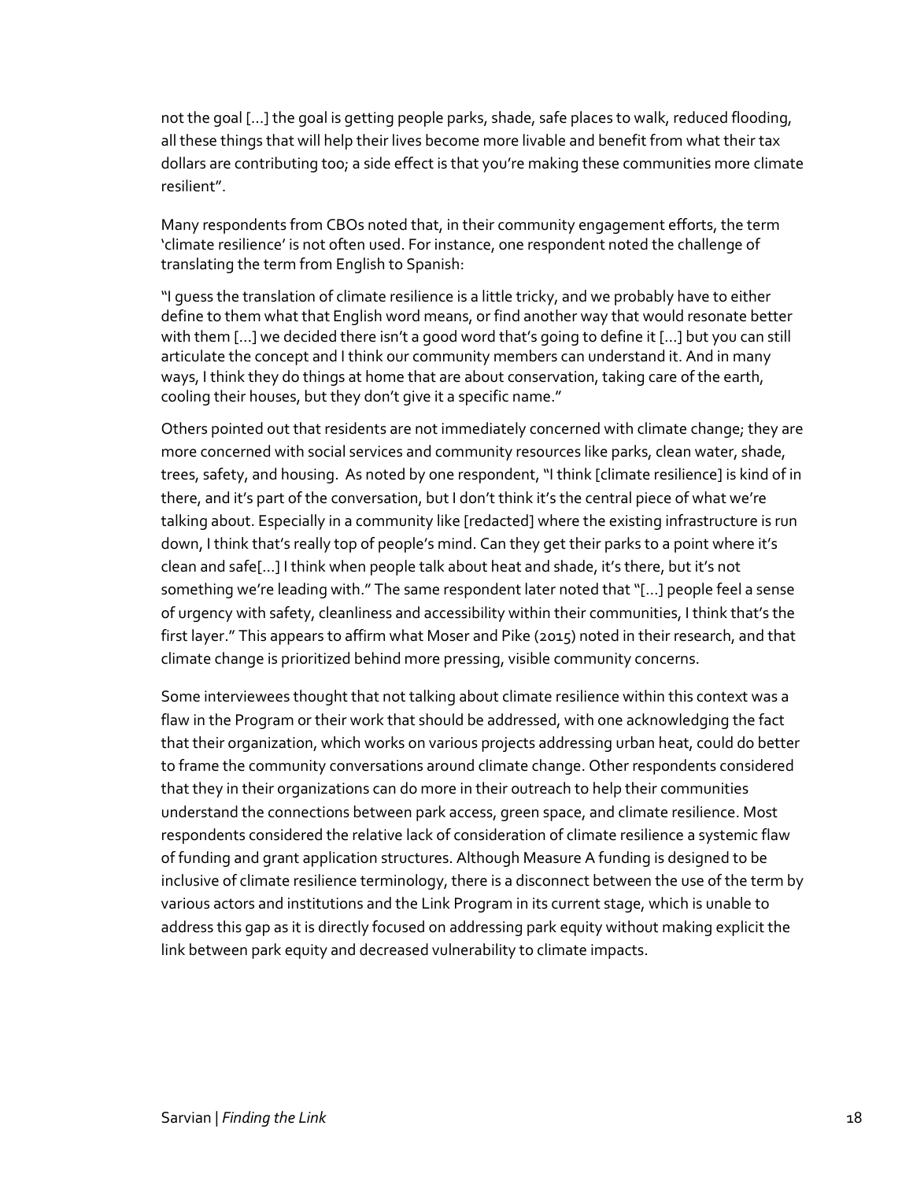not the goal [...] the goal is getting people parks, shade, safe places to walk, reduced flooding, all these things that will help their lives become more livable and benefit from what their tax dollars are contributing too; a side effect is that you're making these communities more climate resilient".

Many respondents from CBOs noted that, in their community engagement efforts, the term 'climate resilience' is not often used. For instance, one respondent noted the challenge of translating the term from English to Spanish:

"I guess the translation of climate resilience is a little tricky, and we probably have to either define to them what that English word means, or find another way that would resonate better with them [...] we decided there isn't a good word that's going to define it [...] but you can still articulate the concept and I think our community members can understand it. And in many ways, I think they do things at home that are about conservation, taking care of the earth, cooling their houses, but they don't give it a specific name."

Others pointed out that residents are not immediately concerned with climate change; they are more concerned with social services and community resources like parks, clean water, shade, trees, safety, and housing. As noted by one respondent, "I think [climate resilience] is kind of in there, and it's part of the conversation, but I don't think it's the central piece of what we're talking about. Especially in a community like [redacted] where the existing infrastructure is run down, I think that's really top of people's mind. Can they get their parks to a point where it's clean and safe[...] I think when people talk about heat and shade, it's there, but it's not something we're leading with." The same respondent later noted that "[...] people feel a sense of urgency with safety, cleanliness and accessibility within their communities, I think that's the first layer." This appears to affirm what Moser and Pike (2015) noted in their research, and that climate change is prioritized behind more pressing, visible community concerns.

Some interviewees thought that not talking about climate resilience within this context was a flaw in the Program or their work that should be addressed, with one acknowledging the fact that their organization, which works on various projects addressing urban heat, could do better to frame the community conversations around climate change. Other respondents considered that they in their organizations can do more in their outreach to help their communities understand the connections between park access, green space, and climate resilience. Most respondents considered the relative lack of consideration of climate resilience a systemic flaw of funding and grant application structures. Although Measure A funding is designed to be inclusive of climate resilience terminology, there is a disconnect between the use of the term by various actors and institutions and the Link Program in its current stage, which is unable to address this gap as it is directly focused on addressing park equity without making explicit the link between park equity and decreased vulnerability to climate impacts.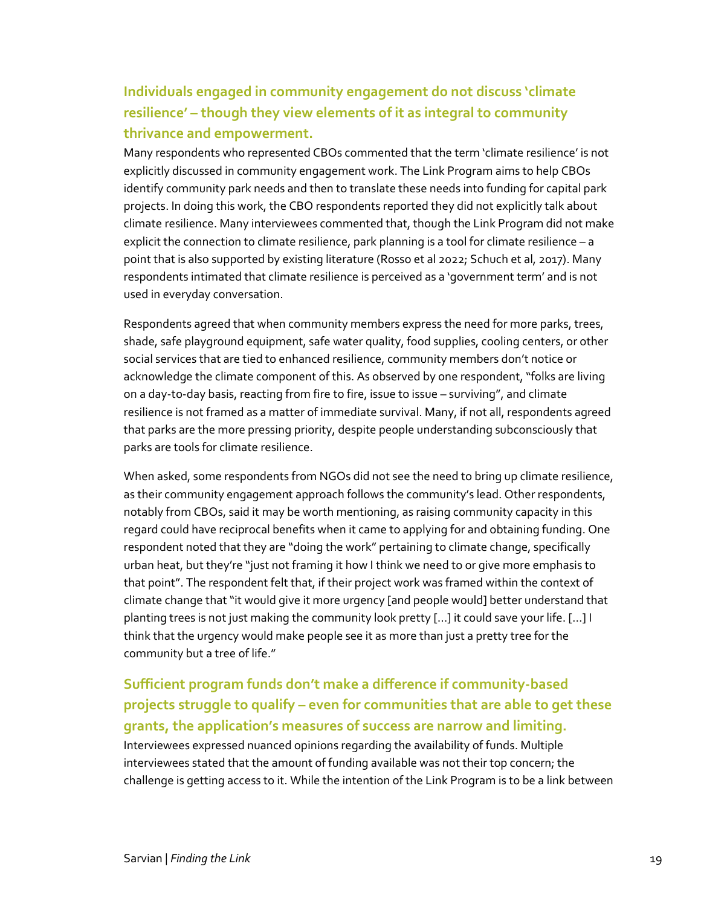### Individuals engaged in community engagement do not discuss 'climate resilience' – though they view elements of it as integral to community thrivance and empowerment.

Many respondents who represented CBOs commented that the term 'climate resilience' is not explicitly discussed in community engagement work. The Link Program aims to help CBOs identify community park needs and then to translate these needs into funding for capital park projects. In doing this work, the CBO respondents reported they did not explicitly talk about climate resilience. Many interviewees commented that, though the Link Program did not make explicit the connection to climate resilience, park planning is a tool for climate resilience – a point that is also supported by existing literature (Rosso et al 2022; Schuch et al, 2017). Many respondents intimated that climate resilience is perceived as a 'government term' and is not used in everyday conversation.

Respondents agreed that when community members express the need for more parks, trees, shade, safe playground equipment, safe water quality, food supplies, cooling centers, or other social services that are tied to enhanced resilience, community members don't notice or acknowledge the climate component of this. As observed by one respondent, "folks are living on a day-to-day basis, reacting from fire to fire, issue to issue – surviving", and climate resilience is not framed as a matter of immediate survival. Many, if not all, respondents agreed that parks are the more pressing priority, despite people understanding subconsciously that parks are tools for climate resilience.

When asked, some respondents from NGOs did not see the need to bring up climate resilience, as their community engagement approach follows the community's lead. Other respondents, notably from CBOs, said it may be worth mentioning, as raising community capacity in this regard could have reciprocal benefits when it came to applying for and obtaining funding. One respondent noted that they are "doing the work" pertaining to climate change, specifically urban heat, but they're "just not framing it how I think we need to or give more emphasis to that point". The respondent felt that, if their project work was framed within the context of climate change that "it would give it more urgency [and people would] better understand that planting trees is not just making the community look pretty [...] it could save your life. [...] I think that the urgency would make people see it as more than just a pretty tree for the community but a tree of life."

### Sufficient program funds don't make a difference if community-based projects struggle to qualify – even for communities that are able to get these grants, the application's measures of success are narrow and limiting.

Interviewees expressed nuanced opinions regarding the availability of funds. Multiple interviewees stated that the amount of funding available was not their top concern; the challenge is getting access to it. While the intention of the Link Program is to be a link between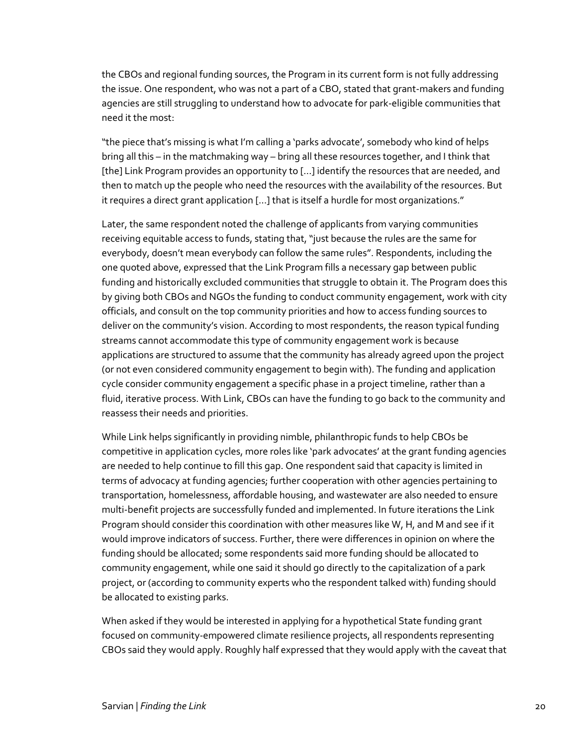the CBOs and regional funding sources, the Program in its current form is not fully addressing the issue. One respondent, who was not a part of a CBO, stated that grant-makers and funding agencies are still struggling to understand how to advocate for park-eligible communities that need it the most:

"the piece that's missing is what I'm calling a 'parks advocate', somebody who kind of helps bring all this – in the matchmaking way – bring all these resources together, and I think that [the] Link Program provides an opportunity to [...] identify the resources that are needed, and then to match up the people who need the resources with the availability of the resources. But it requires a direct grant application [...] that is itself a hurdle for most organizations."

Later, the same respondent noted the challenge of applicants from varying communities receiving equitable access to funds, stating that, "just because the rules are the same for everybody, doesn't mean everybody can follow the same rules". Respondents, including the one quoted above, expressed that the Link Program fills a necessary gap between public funding and historically excluded communities that struggle to obtain it. The Program does this by giving both CBOs and NGOs the funding to conduct community engagement, work with city officials, and consult on the top community priorities and how to access funding sources to deliver on the community's vision. According to most respondents, the reason typical funding streams cannot accommodate this type of community engagement work is because applications are structured to assume that the community has already agreed upon the project (or not even considered community engagement to begin with). The funding and application cycle consider community engagement a specific phase in a project timeline, rather than a fluid, iterative process. With Link, CBOs can have the funding to go back to the community and reassess their needs and priorities.

While Link helps significantly in providing nimble, philanthropic funds to help CBOs be competitive in application cycles, more roles like 'park advocates' at the grant funding agencies are needed to help continue to fill this gap. One respondent said that capacity is limited in terms of advocacy at funding agencies; further cooperation with other agencies pertaining to transportation, homelessness, affordable housing, and wastewater are also needed to ensure multi-benefit projects are successfully funded and implemented. In future iterations the Link Program should consider this coordination with other measures like W, H, and M and see if it would improve indicators of success. Further, there were differences in opinion on where the funding should be allocated; some respondents said more funding should be allocated to community engagement, while one said it should go directly to the capitalization of a park project, or (according to community experts who the respondent talked with) funding should be allocated to existing parks.

When asked if they would be interested in applying for a hypothetical State funding grant focused on community-empowered climate resilience projects, all respondents representing CBOs said they would apply. Roughly half expressed that they would apply with the caveat that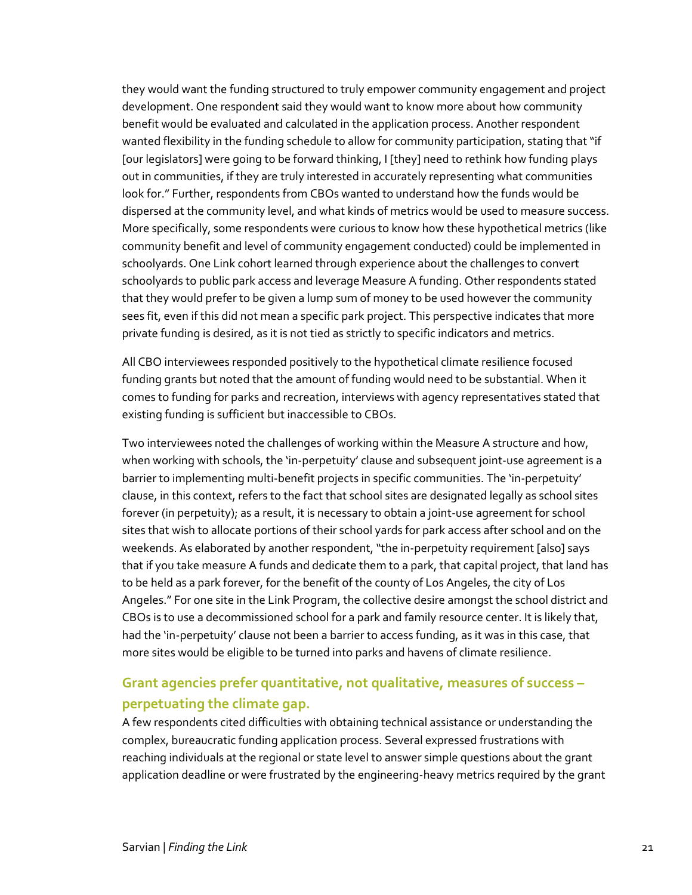they would want the funding structured to truly empower community engagement and project development. One respondent said they would want to know more about how community benefit would be evaluated and calculated in the application process. Another respondent wanted flexibility in the funding schedule to allow for community participation, stating that "if [our legislators] were going to be forward thinking, I [they] need to rethink how funding plays out in communities, if they are truly interested in accurately representing what communities look for." Further, respondents from CBOs wanted to understand how the funds would be dispersed at the community level, and what kinds of metrics would be used to measure success. More specifically, some respondents were curious to know how these hypothetical metrics (like community benefit and level of community engagement conducted) could be implemented in schoolyards. One Link cohort learned through experience about the challenges to convert schoolyards to public park access and leverage Measure A funding. Other respondents stated that they would prefer to be given a lump sum of money to be used however the community sees fit, even if this did not mean a specific park project. This perspective indicates that more private funding is desired, as it is not tied as strictly to specific indicators and metrics.

All CBO interviewees responded positively to the hypothetical climate resilience focused funding grants but noted that the amount of funding would need to be substantial. When it comes to funding for parks and recreation, interviews with agency representatives stated that existing funding is sufficient but inaccessible to CBOs.

Two interviewees noted the challenges of working within the Measure A structure and how, when working with schools, the 'in-perpetuity' clause and subsequent joint-use agreement is a barrier to implementing multi-benefit projects in specific communities. The 'in-perpetuity' clause, in this context, refers to the fact that school sites are designated legally as school sites forever (in perpetuity); as a result, it is necessary to obtain a joint-use agreement for school sites that wish to allocate portions of their school yards for park access after school and on the weekends. As elaborated by another respondent, "the in-perpetuity requirement [also] says that if you take measure A funds and dedicate them to a park, that capital project, that land has to be held as a park forever, for the benefit of the county of Los Angeles, the city of Los Angeles." For one site in the Link Program, the collective desire amongst the school district and CBOs is to use a decommissioned school for a park and family resource center. It is likely that, had the 'in-perpetuity' clause not been a barrier to access funding, as it was in this case, that more sites would be eligible to be turned into parks and havens of climate resilience.

### Grant agencies prefer quantitative, not qualitative, measures of success – perpetuating the climate gap.

A few respondents cited difficulties with obtaining technical assistance or understanding the complex, bureaucratic funding application process. Several expressed frustrations with reaching individuals at the regional or state level to answer simple questions about the grant application deadline or were frustrated by the engineering-heavy metrics required by the grant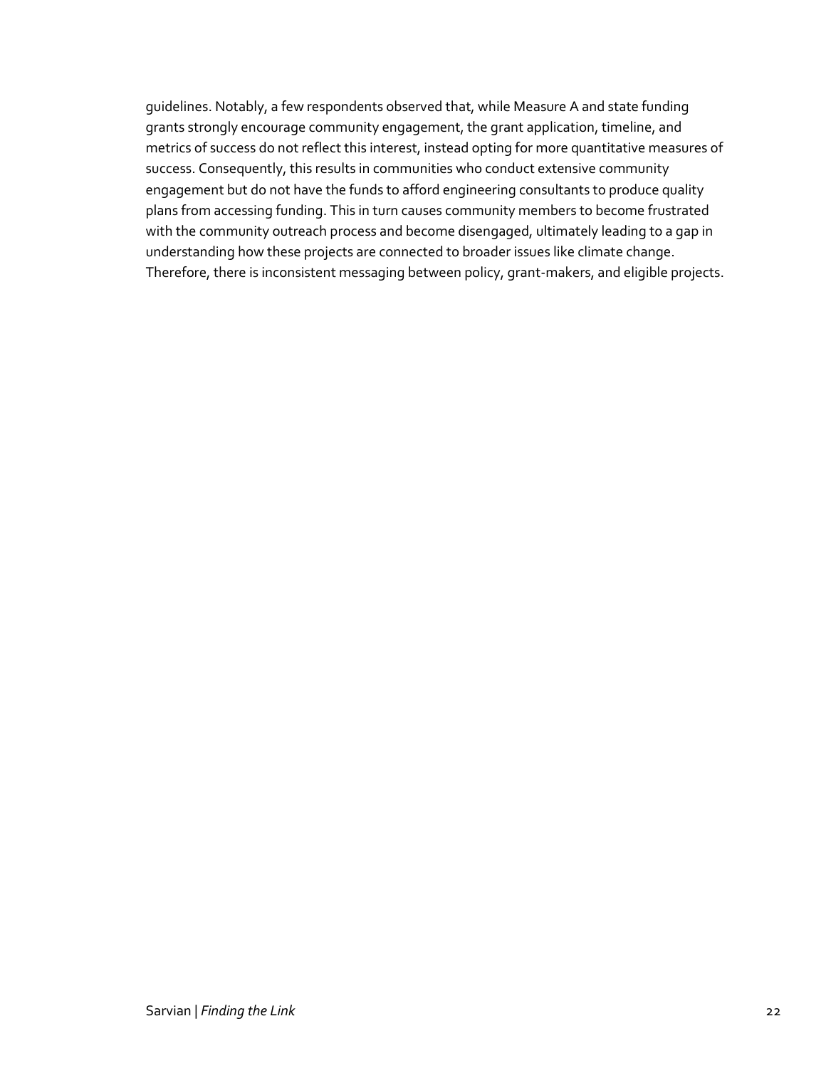guidelines. Notably, a few respondents observed that, while Measure A and state funding grants strongly encourage community engagement, the grant application, timeline, and metrics of success do not reflect this interest, instead opting for more quantitative measures of success. Consequently, this results in communities who conduct extensive community engagement but do not have the funds to afford engineering consultants to produce quality plans from accessing funding. This in turn causes community members to become frustrated with the community outreach process and become disengaged, ultimately leading to a gap in understanding how these projects are connected to broader issues like climate change. Therefore, there is inconsistent messaging between policy, grant-makers, and eligible projects.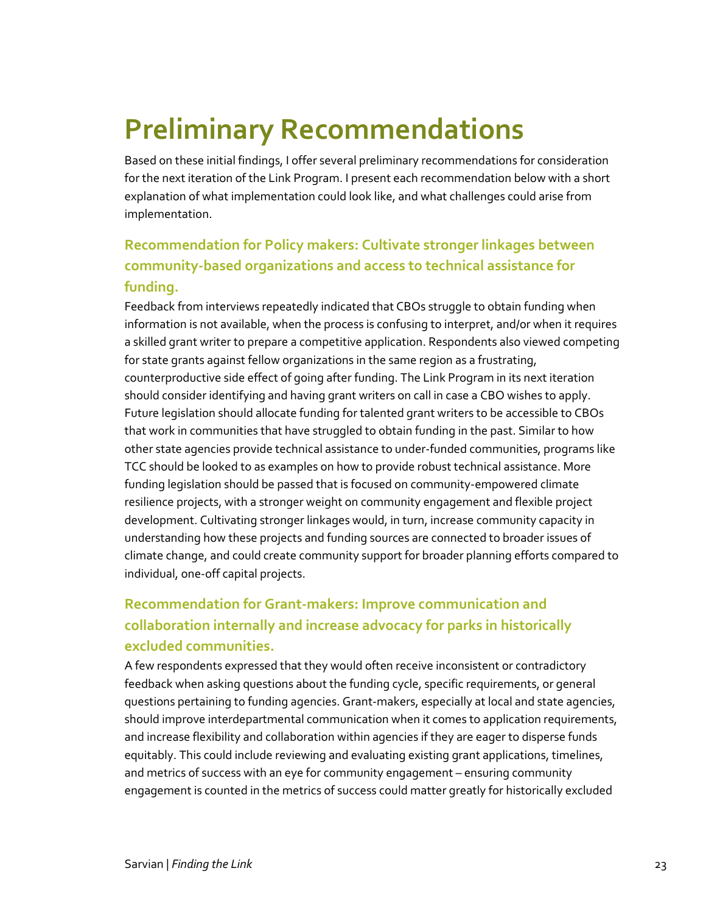# Preliminary Recommendations

Based on these initial findings, I offer several preliminary recommendations for consideration for the next iteration of the Link Program. I present each recommendation below with a short explanation of what implementation could look like, and what challenges could arise from implementation.

### Recommendation for Policy makers: Cultivate stronger linkages between community-based organizations and access to technical assistance for funding.

Feedback from interviews repeatedly indicated that CBOs struggle to obtain funding when information is not available, when the process is confusing to interpret, and/or when it requires a skilled grant writer to prepare a competitive application. Respondents also viewed competing for state grants against fellow organizations in the same region as a frustrating, counterproductive side effect of going after funding. The Link Program in its next iteration should consider identifying and having grant writers on call in case a CBO wishes to apply. Future legislation should allocate funding for talented grant writers to be accessible to CBOs that work in communities that have struggled to obtain funding in the past. Similar to how other state agencies provide technical assistance to under-funded communities, programs like TCC should be looked to as examples on how to provide robust technical assistance. More funding legislation should be passed that is focused on community-empowered climate resilience projects, with a stronger weight on community engagement and flexible project development. Cultivating stronger linkages would, in turn, increase community capacity in understanding how these projects and funding sources are connected to broader issues of climate change, and could create community support for broader planning efforts compared to individual, one-off capital projects.

### Recommendation for Grant-makers: Improve communication and collaboration internally and increase advocacy for parks in historically excluded communities.

A few respondents expressed that they would often receive inconsistent or contradictory feedback when asking questions about the funding cycle, specific requirements, or general questions pertaining to funding agencies. Grant-makers, especially at local and state agencies, should improve interdepartmental communication when it comes to application requirements, and increase flexibility and collaboration within agencies if they are eager to disperse funds equitably. This could include reviewing and evaluating existing grant applications, timelines, and metrics of success with an eye for community engagement – ensuring community engagement is counted in the metrics of success could matter greatly for historically excluded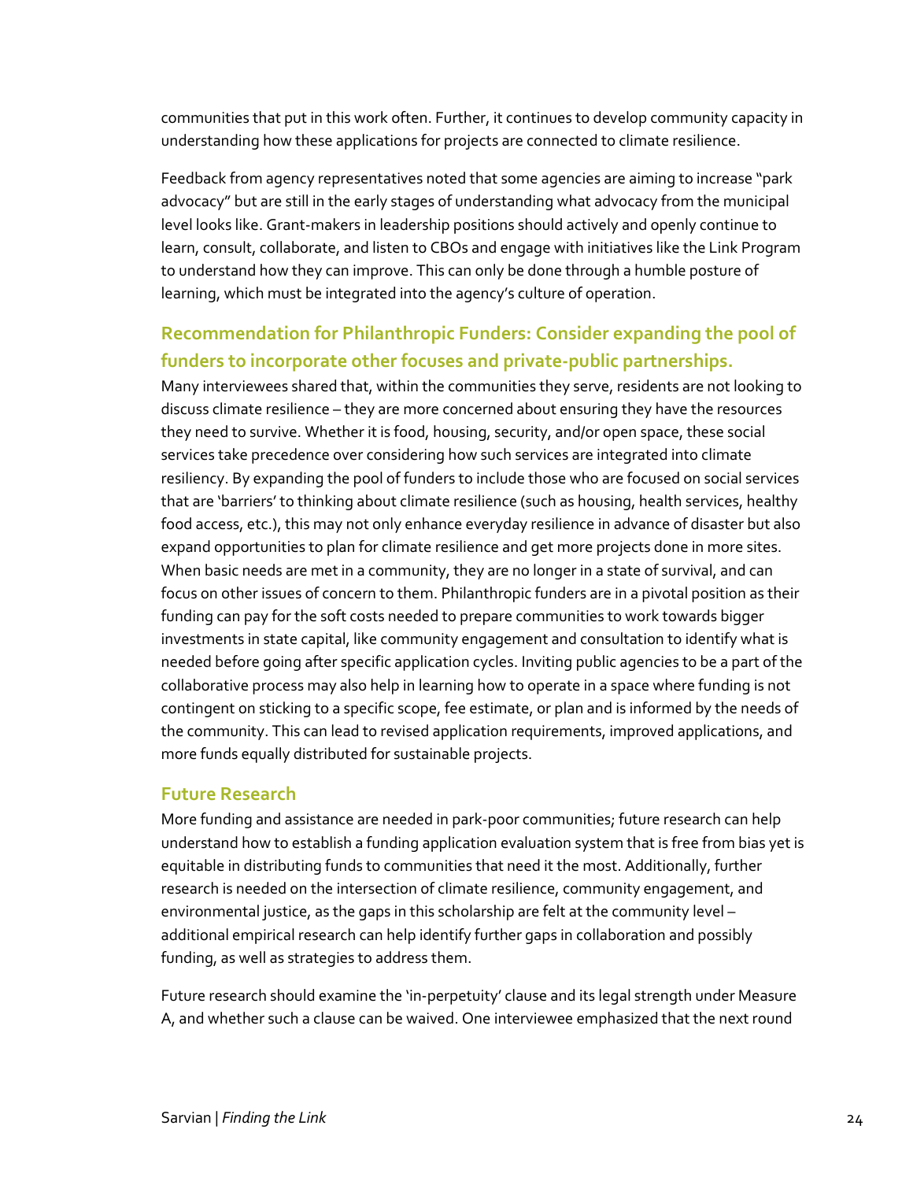communities that put in this work often. Further, it continues to develop community capacity in understanding how these applications for projects are connected to climate resilience.

Feedback from agency representatives noted that some agencies are aiming to increase "park advocacy" but are still in the early stages of understanding what advocacy from the municipal level looks like. Grant-makers in leadership positions should actively and openly continue to learn, consult, collaborate, and listen to CBOs and engage with initiatives like the Link Program to understand how they can improve. This can only be done through a humble posture of learning, which must be integrated into the agency's culture of operation.

### Recommendation for Philanthropic Funders: Consider expanding the pool of funders to incorporate other focuses and private-public partnerships.

Many interviewees shared that, within the communities they serve, residents are not looking to discuss climate resilience – they are more concerned about ensuring they have the resources they need to survive. Whether it is food, housing, security, and/or open space, these social services take precedence over considering how such services are integrated into climate resiliency. By expanding the pool of funders to include those who are focused on social services that are 'barriers' to thinking about climate resilience (such as housing, health services, healthy food access, etc.), this may not only enhance everyday resilience in advance of disaster but also expand opportunities to plan for climate resilience and get more projects done in more sites. When basic needs are met in a community, they are no longer in a state of survival, and can focus on other issues of concern to them. Philanthropic funders are in a pivotal position as their funding can pay for the soft costs needed to prepare communities to work towards bigger investments in state capital, like community engagement and consultation to identify what is needed before going after specific application cycles. Inviting public agencies to be a part of the collaborative process may also help in learning how to operate in a space where funding is not contingent on sticking to a specific scope, fee estimate, or plan and is informed by the needs of the community. This can lead to revised application requirements, improved applications, and more funds equally distributed for sustainable projects.

### Future Research

More funding and assistance are needed in park-poor communities; future research can help understand how to establish a funding application evaluation system that is free from bias yet is equitable in distributing funds to communities that need it the most. Additionally, further research is needed on the intersection of climate resilience, community engagement, and environmental justice, as the gaps in this scholarship are felt at the community level – additional empirical research can help identify further gaps in collaboration and possibly funding, as well as strategies to address them.

Future research should examine the 'in-perpetuity' clause and its legal strength under Measure A, and whether such a clause can be waived. One interviewee emphasized that the next round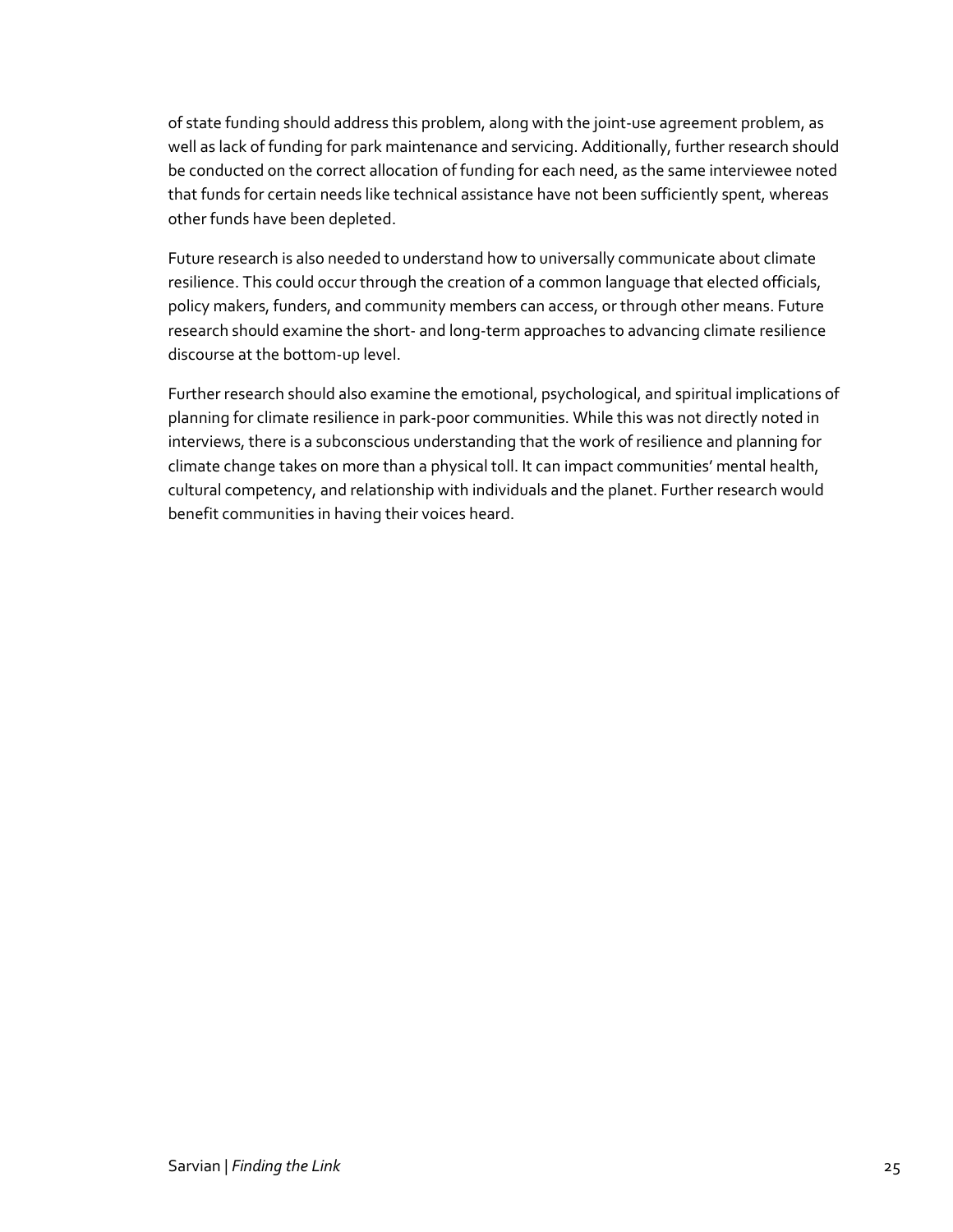of state funding should address this problem, along with the joint-use agreement problem, as well as lack of funding for park maintenance and servicing. Additionally, further research should be conducted on the correct allocation of funding for each need, as the same interviewee noted that funds for certain needs like technical assistance have not been sufficiently spent, whereas other funds have been depleted.

Future research is also needed to understand how to universally communicate about climate resilience. This could occur through the creation of a common language that elected officials, policy makers, funders, and community members can access, or through other means. Future research should examine the short- and long-term approaches to advancing climate resilience discourse at the bottom-up level.

Further research should also examine the emotional, psychological, and spiritual implications of planning for climate resilience in park-poor communities. While this was not directly noted in interviews, there is a subconscious understanding that the work of resilience and planning for climate change takes on more than a physical toll. It can impact communities' mental health, cultural competency, and relationship with individuals and the planet. Further research would benefit communities in having their voices heard.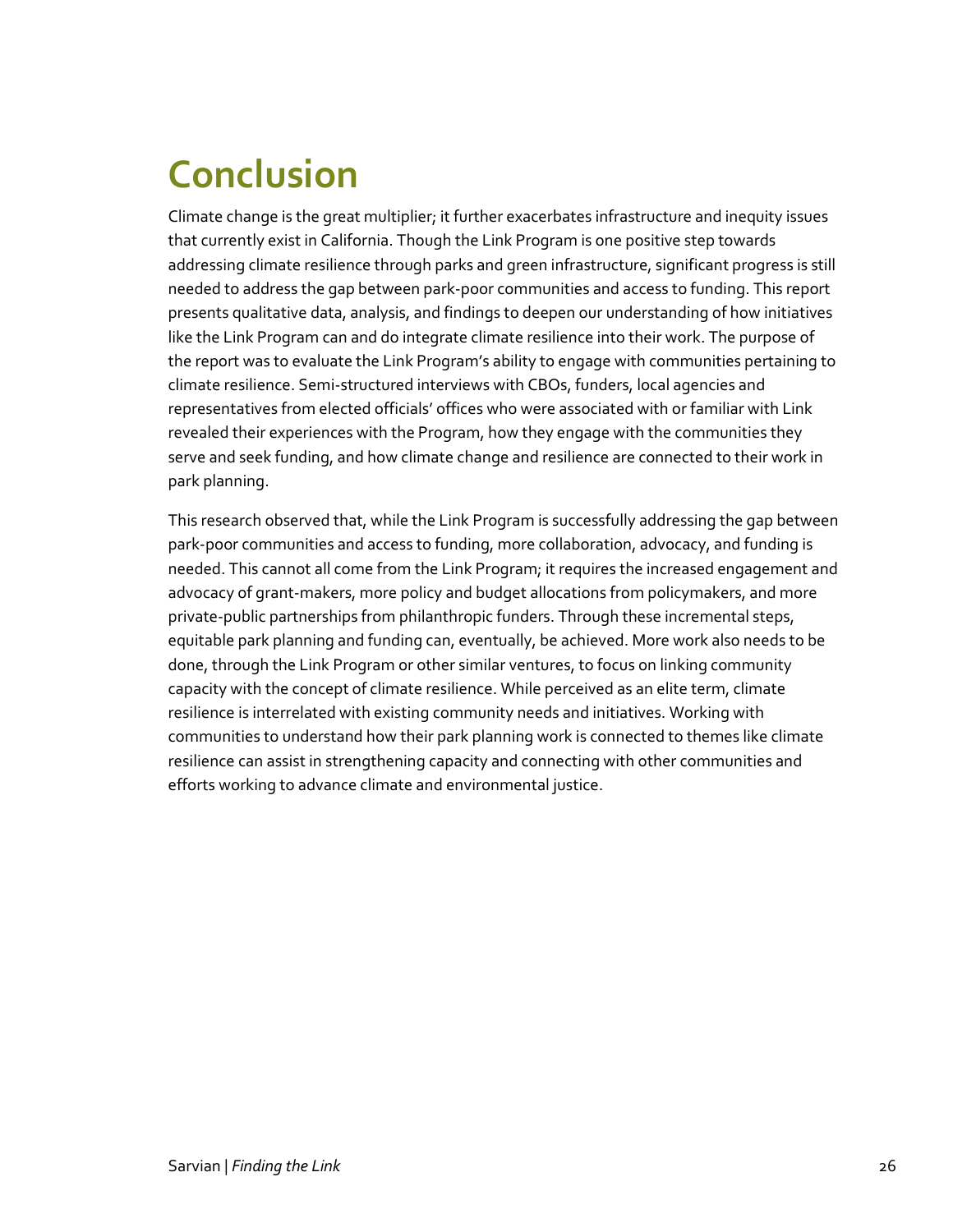# Conclusion

Climate change is the great multiplier; it further exacerbates infrastructure and inequity issues that currently exist in California. Though the Link Program is one positive step towards addressing climate resilience through parks and green infrastructure, significant progress is still needed to address the gap between park-poor communities and access to funding. This report presents qualitative data, analysis, and findings to deepen our understanding of how initiatives like the Link Program can and do integrate climate resilience into their work. The purpose of the report was to evaluate the Link Program's ability to engage with communities pertaining to climate resilience. Semi-structured interviews with CBOs, funders, local agencies and representatives from elected officials' offices who were associated with or familiar with Link revealed their experiences with the Program, how they engage with the communities they serve and seek funding, and how climate change and resilience are connected to their work in park planning.

This research observed that, while the Link Program is successfully addressing the gap between park-poor communities and access to funding, more collaboration, advocacy, and funding is needed. This cannot all come from the Link Program; it requires the increased engagement and advocacy of grant-makers, more policy and budget allocations from policymakers, and more private-public partnerships from philanthropic funders. Through these incremental steps, equitable park planning and funding can, eventually, be achieved. More work also needs to be done, through the Link Program or other similar ventures, to focus on linking community capacity with the concept of climate resilience. While perceived as an elite term, climate resilience is interrelated with existing community needs and initiatives. Working with communities to understand how their park planning work is connected to themes like climate resilience can assist in strengthening capacity and connecting with other communities and efforts working to advance climate and environmental justice.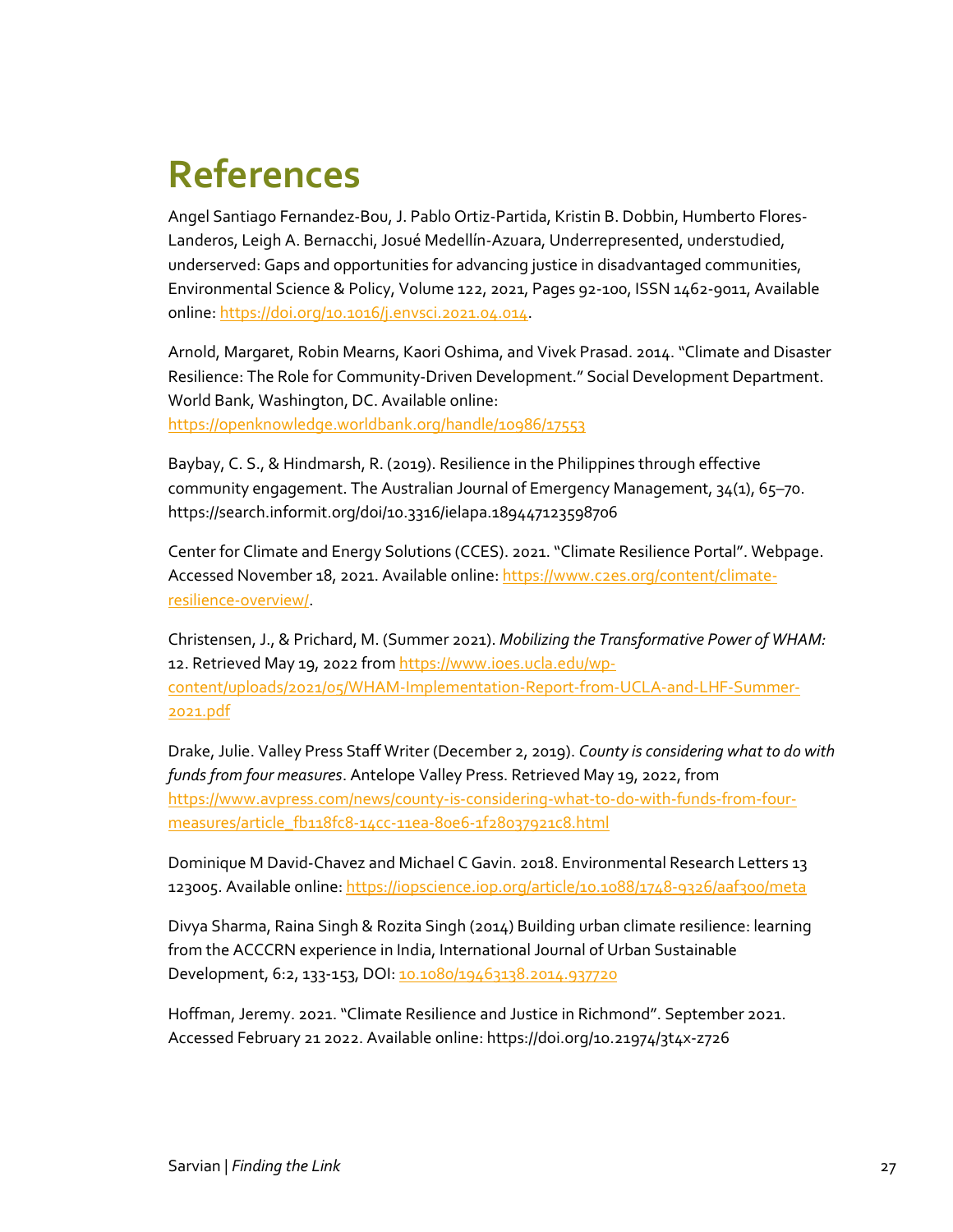# References

Angel Santiago Fernandez-Bou, J. Pablo Ortiz-Partida, Kristin B. Dobbin, Humberto Flores-Landeros, Leigh A. Bernacchi, Josué Medellín-Azuara, Underrepresented, understudied, underserved: Gaps and opportunities for advancing justice in disadvantaged communities, Environmental Science & Policy, Volume 122, 2021, Pages 92-100, ISSN 1462-9011, Available online: https://doi.org/10.1016/j.envsci.2021.04.014.

Arnold, Margaret, Robin Mearns, Kaori Oshima, and Vivek Prasad. 2014. "Climate and Disaster Resilience: The Role for Community-Driven Development." Social Development Department. World Bank, Washington, DC. Available online: https://openknowledge.worldbank.org/handle/10986/17553

Baybay, C. S., & Hindmarsh, R. (2019). Resilience in the Philippines through effective community engagement. The Australian Journal of Emergency Management, 34(1), 65–70. https://search.informit.org/doi/10.3316/ielapa.189447123598706

Center for Climate and Energy Solutions (CCES). 2021. "Climate Resilience Portal". Webpage. Accessed November 18, 2021. Available online: https://www.c2es.org/content/climate-resilience-overview/.

Christensen, J., & Prichard, M. (Summer 2021). *Mobilizing the Transformative Power of WHAM:* 12. Retrieved May 19, 2022 from https://www.ioes.ucla.edu/wp-content/uploads/2021/05/WHAM-Implementation-Report-from-UCLA-and-LHF-Summer-2021.pdf

Drake, Julie. Valley Press Staff Writer (December 2, 2019). *County is considering what to do with funds from four measures*. Antelope Valley Press. Retrieved May 19, 2022, from https://www.avpress.com/news/county-is-considering-what-to-do-with-funds-from-four-measures/article_fb118fc8-14cc-11ea-80e6-1f28037921c8.html

Dominique M David-Chavez and Michael C Gavin. 2018. Environmental Research Letters 13 123005. Available online: https://iopscience.iop.org/article/10.1088/1748-9326/aaf300/meta

Divya Sharma, Raina Singh & Rozita Singh (2014) Building urban climate resilience: learning from the ACCCRN experience in India, International Journal of Urban Sustainable Development, 6:2, 133-153, DOI: 10.1080/19463138.2014.937720

Hoffman, Jeremy. 2021. "Climate Resilience and Justice in Richmond". September 2021. Accessed February 21 2022. Available online: https://doi.org/10.21974/3t4x-z726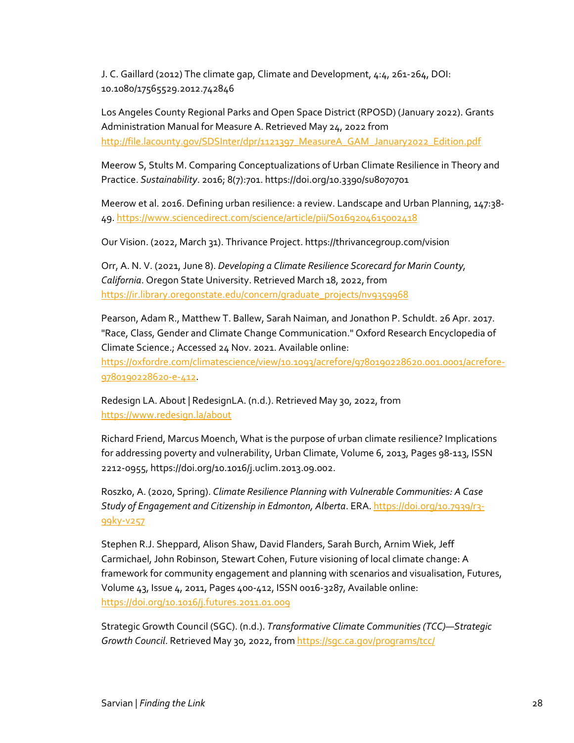J. C. Gaillard (2012) The climate gap, Climate and Development, 4:4, 261-264, DOI: 10.1080/17565529.2012.742846

Los Angeles County Regional Parks and Open Space District (RPOSD) (January 2022). Grants Administration Manual for Measure A. Retrieved May 24, 2022 from http://file.lacounty.gov/SDSInter/dpr/1121397_MeasureA_GAM_January2022_Edition.pdf

Meerow S, Stults M. Comparing Conceptualizations of Urban Climate Resilience in Theory and Practice. *Sustainability*. 2016; 8(7):701. https://doi.org/10.3390/su8070701

Meerow et al. 2016. Defining urban resilience: a review. Landscape and Urban Planning, 147:38-49. https://www.sciencedirect.com/science/article/pii/S0169204615002418

Our Vision. (2022, March 31). Thrivance Project. https://thrivancegroup.com/vision

Orr, A. N. V. (2021, June 8). *Developing a Climate Resilience Scorecard for Marin County, California*. Oregon State University. Retrieved March 18, 2022, from https://ir.library.oregonstate.edu/concern/graduate_projects/nv9359968

Pearson, Adam R., Matthew T. Ballew, Sarah Naiman, and Jonathon P. Schuldt. 26 Apr. 2017. "Race, Class, Gender and Climate Change Communication." Oxford Research Encyclopedia of Climate Science.; Accessed 24 Nov. 2021. Available online: https://oxfordre.com/climatescience/view/10.1093/acrefore/9780190228620.001.0001/acrefore-9780190228620-e-412.

Redesign LA. About | RedesignLA. (n.d.). Retrieved May 30, 2022, from https://www.redesign.la/about

Richard Friend, Marcus Moench, What is the purpose of urban climate resilience? Implications for addressing poverty and vulnerability, Urban Climate, Volume 6, 2013, Pages 98-113, ISSN 2212-0955, https://doi.org/10.1016/j.uclim.2013.09.002.

Roszko, A. (2020, Spring). *Climate Resilience Planning with Vulnerable Communities: A Case Study of Engagement and Citizenship in Edmonton, Alberta*. ERA. https://doi.org/10.7939/r3-99ky-v257

Stephen R.J. Sheppard, Alison Shaw, David Flanders, Sarah Burch, Arnim Wiek, Jeff Carmichael, John Robinson, Stewart Cohen, Future visioning of local climate change: A framework for community engagement and planning with scenarios and visualisation, Futures, Volume 43, Issue 4, 2011, Pages 400-412, ISSN 0016-3287, Available online: https://doi.org/10.1016/j.futures.2011.01.009

Strategic Growth Council (SGC). (n.d.). *Transformative Climate Communities (TCC)—Strategic Growth Council*. Retrieved May 30, 2022, from https://sgc.ca.gov/programs/tcc/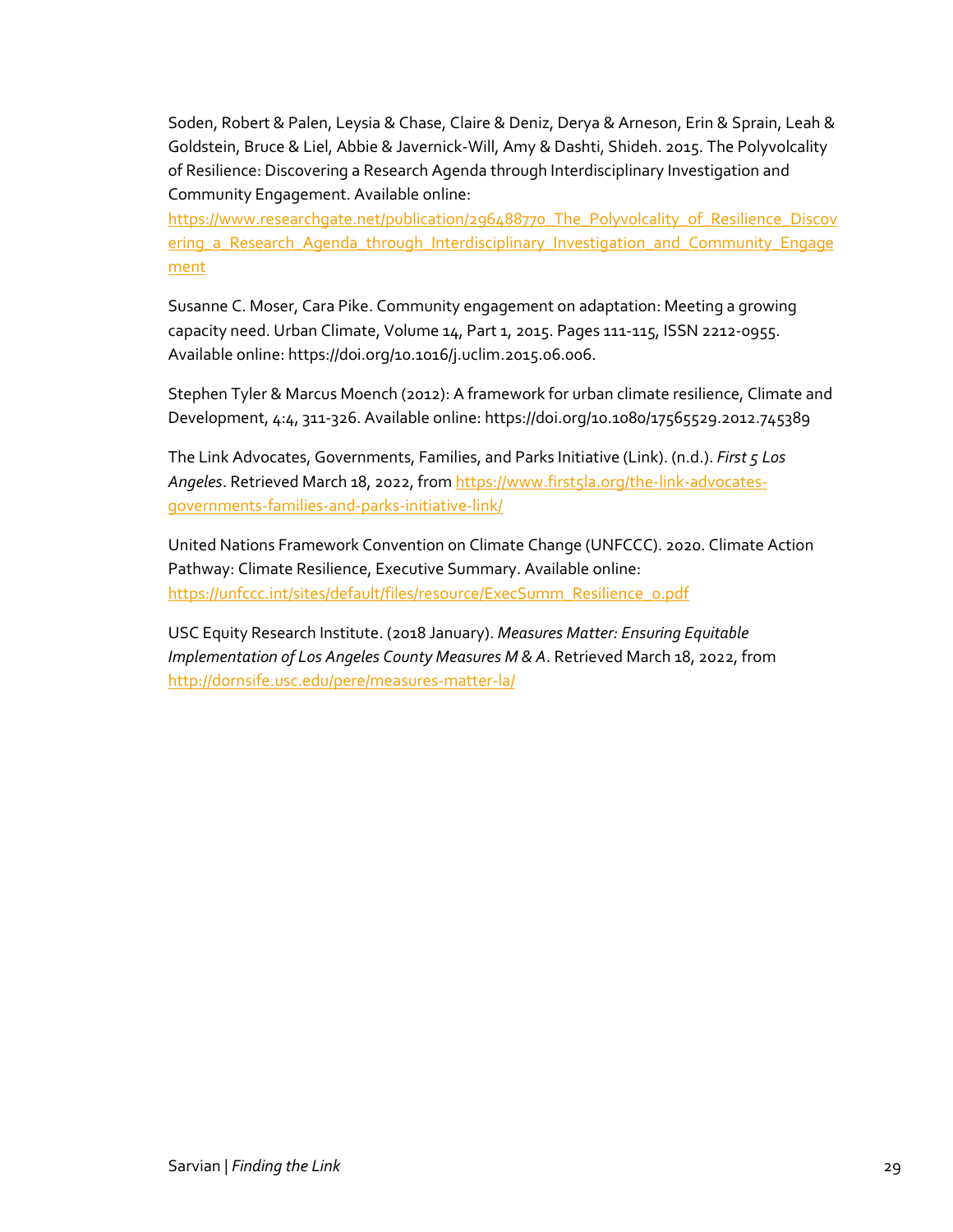Soden, Robert & Palen, Leysia & Chase, Claire & Deniz, Derya & Arneson, Erin & Sprain, Leah & Goldstein, Bruce & Liel, Abbie & Javernick-Will, Amy & Dashti, Shideh. 2015. The Polyvolcality of Resilience: Discovering a Research Agenda through Interdisciplinary Investigation and Community Engagement. Available online: https://www.researchgate.net/publication/296488770_The_Polyvolcality_of_Resilience_Discovering_a_Research_Agenda_through_Interdisciplinary_Investigation_and_Community_Engagement

Susanne C. Moser, Cara Pike. Community engagement on adaptation: Meeting a growing capacity need. Urban Climate, Volume 14, Part 1, 2015. Pages 111-115, ISSN 2212-0955. Available online: https://doi.org/10.1016/j.uclim.2015.06.006.

Stephen Tyler & Marcus Moench (2012): A framework for urban climate resilience, Climate and Development, 4:4, 311-326. Available online: https://doi.org/10.1080/17565529.2012.745389

The Link Advocates, Governments, Families, and Parks Initiative (Link). (n.d.). *First 5 Los Angeles*. Retrieved March 18, 2022, from https://www.first5la.org/the-link-advocates-governments-families-and-parks-initiative-link/

United Nations Framework Convention on Climate Change (UNFCCC). 2020. Climate Action Pathway: Climate Resilience, Executive Summary. Available online: https://unfccc.int/sites/default/files/resource/ExecSumm_Resilience_0.pdf

USC Equity Research Institute. (2018 January). *Measures Matter: Ensuring Equitable Implementation of Los Angeles County Measures M & A*. Retrieved March 18, 2022, from http://dornsife.usc.edu/pere/measures-matter-la/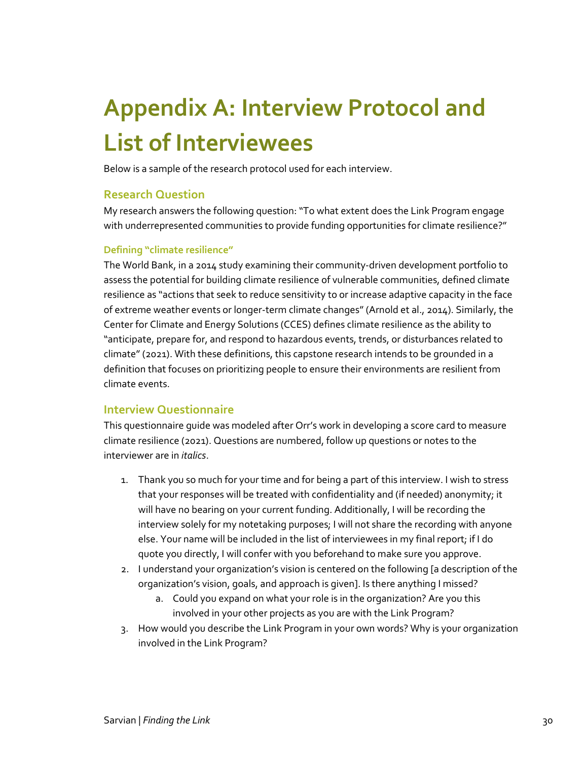# Appendix A: Interview Protocol and List of Interviewees

Below is a sample of the research protocol used for each interview.

## Research Question

My research answers the following question: "To what extent does the Link Program engage with underrepresented communities to provide funding opportunities for climate resilience?"

### Defining "climate resilience"

The World Bank, in a 2014 study examining their community-driven development portfolio to assess the potential for building climate resilience of vulnerable communities, defined climate resilience as "actions that seek to reduce sensitivity to or increase adaptive capacity in the face of extreme weather events or longer-term climate changes" (Arnold et al., 2014). Similarly, the Center for Climate and Energy Solutions (CCES) defines climate resilience as the ability to "anticipate, prepare for, and respond to hazardous events, trends, or disturbances related to climate" (2021). With these definitions, this capstone research intends to be grounded in a definition that focuses on prioritizing people to ensure their environments are resilient from climate events.

## Interview Questionnaire

This questionnaire guide was modeled after Orr's work in developing a score card to measure climate resilience (2021). Questions are numbered, follow up questions or notes to the interviewer are in *italics*.

1. Thank you so much for your time and for being a part of this interview. I wish to stress that your responses will be treated with confidentiality and (if needed) anonymity; it will have no bearing on your current funding. Additionally, I will be recording the interview solely for my notetaking purposes; I will not share the recording with anyone else. Your name will be included in the list of interviewees in my final report; if I do quote you directly, I will confer with you beforehand to make sure you approve.
2. I understand your organization's vision is centered on the following [a description of the organization's vision, goals, and approach is given]. Is there anything I missed?
    a. Could you expand on what your role is in the organization? Are you this involved in your other projects as you are with the Link Program?
3. How would you describe the Link Program in your own words? Why is your organization involved in the Link Program?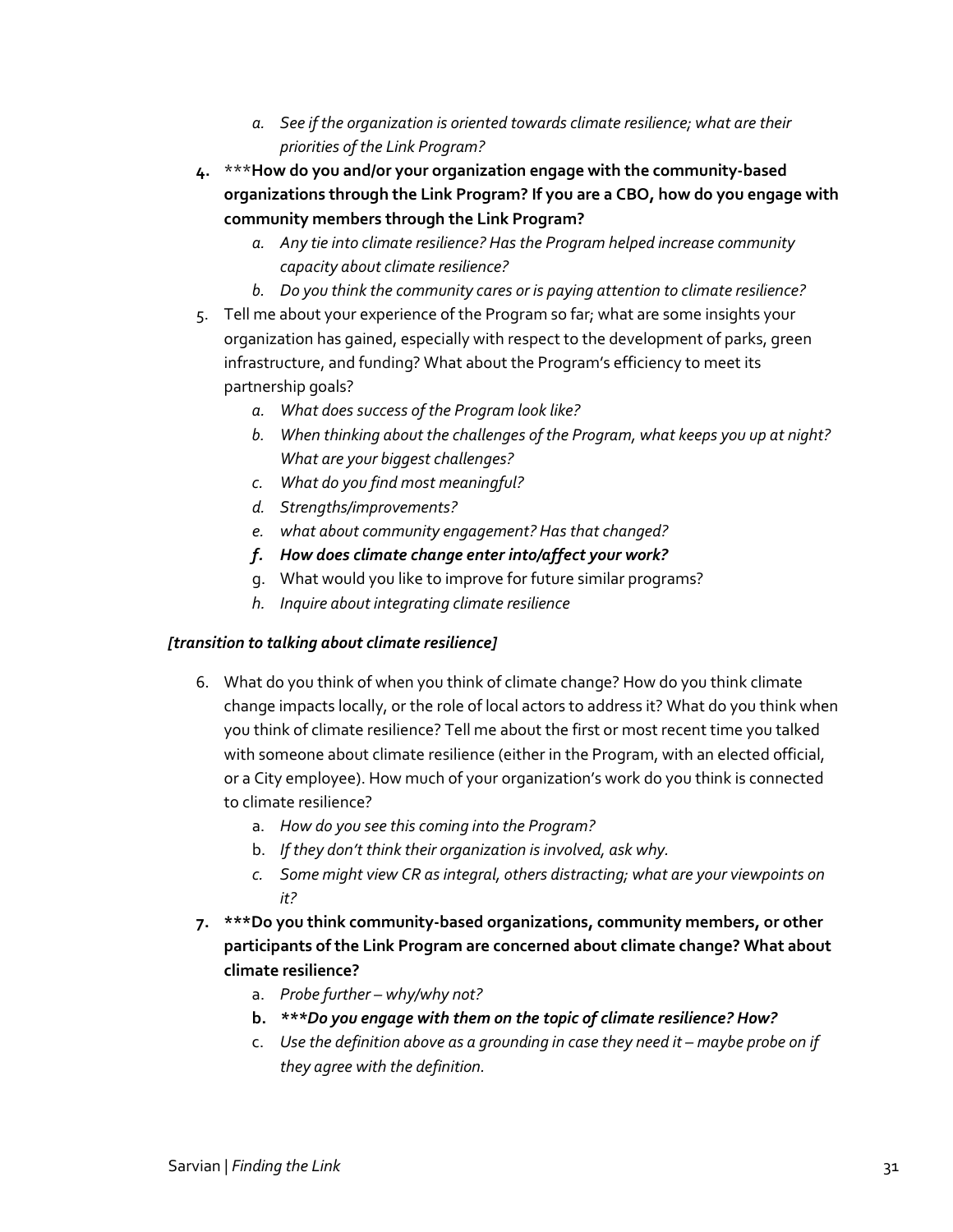a. *See if the organization is oriented towards climate resilience; what are their priorities of the Link Program?*

4. ***__How do you and/or your organization engage with the community-based organizations through the Link Program? If you are a CBO, how do you engage with community members through the Link Program?__**
   a. *Any tie into climate resilience? Has the Program helped increase community capacity about climate resilience?*
   b. *Do you think the community cares or is paying attention to climate resilience?*
5. Tell me about your experience of the Program so far; what are some insights your organization has gained, especially with respect to the development of parks, green infrastructure, and funding? What about the Program's efficiency to meet its partnership goals?
   a. *What does success of the Program look like?*
   b. *When thinking about the challenges of the Program, what keeps you up at night? What are your biggest challenges?*
   c. *What do you find most meaningful?*
   d. *Strengths/improvements?*
   e. *what about community engagement? Has that changed?*
   f. ***How does climate change enter into/affect your work?***
   g. What would you like to improve for future similar programs?
   h. *Inquire about integrating climate resilience*

***[transition to talking about climate resilience]***

6. What do you think of when you think of climate change? How do you think climate change impacts locally, or the role of local actors to address it? What do you think when you think of climate resilience? Tell me about the first or most recent time you talked with someone about climate resilience (either in the Program, with an elected official, or a City employee). How much of your organization's work do you think is connected to climate resilience?
   a. *How do you see this coming into the Program?*
   b. *If they don't think their organization is involved, ask why.*
   c. *Some might view CR as integral, others distracting; what are your viewpoints on it?*
7. **\*\*\*Do you think community-based organizations, community members, or other participants of the Link Program are concerned about climate change? What about climate resilience?**
   a. *Probe further – why/why not?*
   b. ***\*\*\*Do you engage with them on the topic of climate resilience? How?***
   c. *Use the definition above as a grounding in case they need it – maybe probe on if they agree with the definition.*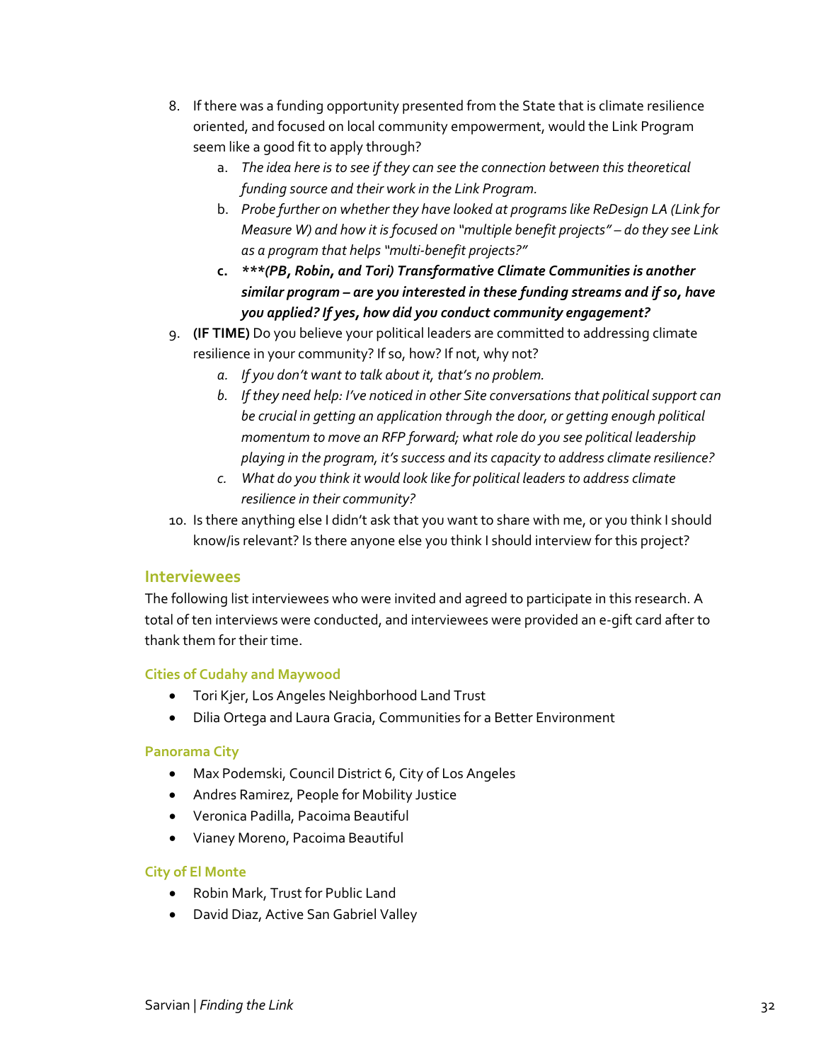8. If there was a funding opportunity presented from the State that is climate resilience oriented, and focused on local community empowerment, would the Link Program seem like a good fit to apply through?
    a. *The idea here is to see if they can see the connection between this theoretical funding source and their work in the Link Program.*
    b. *Probe further on whether they have looked at programs like ReDesign LA (Link for Measure W) and how it is focused on "multiple benefit projects" – do they see Link as a program that helps "multi-benefit projects?"*
    c. ***\*\*\*(PB, Robin, and Tori) Transformative Climate Communities is another similar program – are you interested in these funding streams and if so, have you applied? If yes, how did you conduct community engagement?***
9. **(IF TIME)** Do you believe your political leaders are committed to addressing climate resilience in your community? If so, how? If not, why not?
    a. *If you don't want to talk about it, that's no problem.*
    b. *If they need help: I've noticed in other Site conversations that political support can be crucial in getting an application through the door, or getting enough political momentum to move an RFP forward; what role do you see political leadership playing in the program, it's success and its capacity to address climate resilience?*
    c. *What do you think it would look like for political leaders to address climate resilience in their community?*
10. Is there anything else I didn't ask that you want to share with me, or you think I should know/is relevant? Is there anyone else you think I should interview for this project?

## Interviewees

The following list interviewees who were invited and agreed to participate in this research. A total of ten interviews were conducted, and interviewees were provided an e-gift card after to thank them for their time.

### Cities of Cudahy and Maywood

- Tori Kjer, Los Angeles Neighborhood Land Trust
- Dilia Ortega and Laura Gracia, Communities for a Better Environment

### Panorama City

- Max Podemski, Council District 6, City of Los Angeles
- Andres Ramirez, People for Mobility Justice
- Veronica Padilla, Pacoima Beautiful
- Vianey Moreno, Pacoima Beautiful

### City of El Monte

- Robin Mark, Trust for Public Land
- David Diaz, Active San Gabriel Valley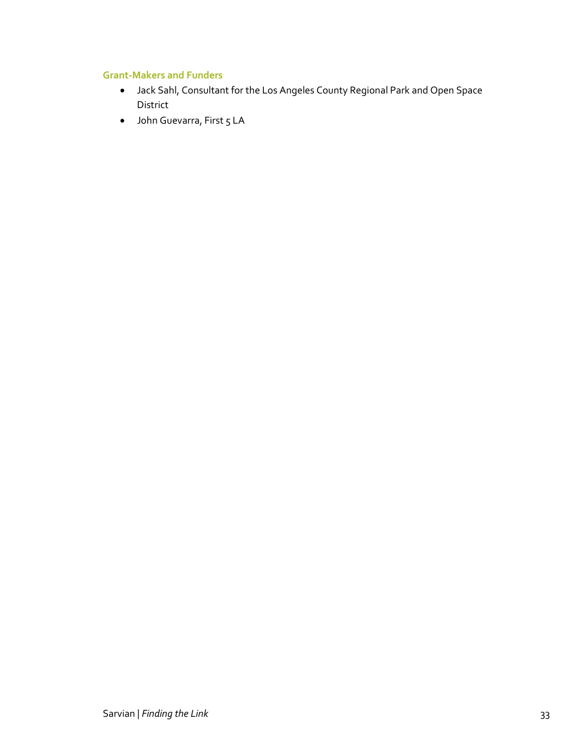### Grant-Makers and Funders

- Jack Sahl, Consultant for the Los Angeles County Regional Park and Open Space District
- John Guevarra, First 5 LA